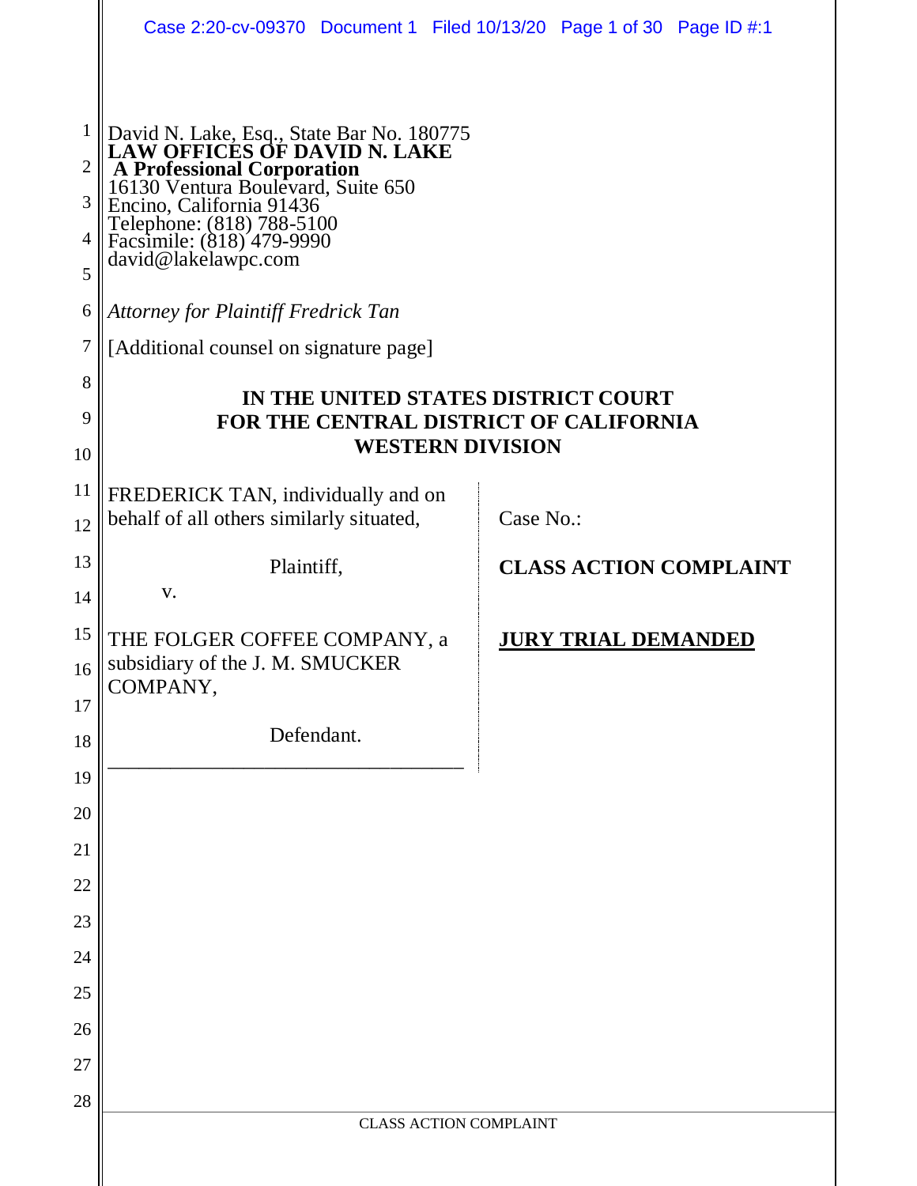David N. Lake, Esq., State Bar No. 180775
**LAW OFFICES OF DAVID N. LAKE**
**A Professional Corporation**
16130 Ventura Boulevard, Suite 650
Encino, California 91436
Telephone: (818) 788-5100
Facsimile: (818) 479-9990
david@lakelawpc.com

*Attorney for Plaintiff Fredrick Tan*

[Additional counsel on signature page]

**IN THE UNITED STATES DISTRICT COURT**
**FOR THE CENTRAL DISTRICT OF CALIFORNIA**
**WESTERN DIVISION**

FREDERICK TAN, individually and on behalf of all others similarly situated,

Plaintiff,

v.

THE FOLGER COFFEE COMPANY, a subsidiary of the J. M. SMUCKER COMPANY,

Defendant.

Case No.:

**CLASS ACTION COMPLAINT**

**JURY TRIAL DEMANDED**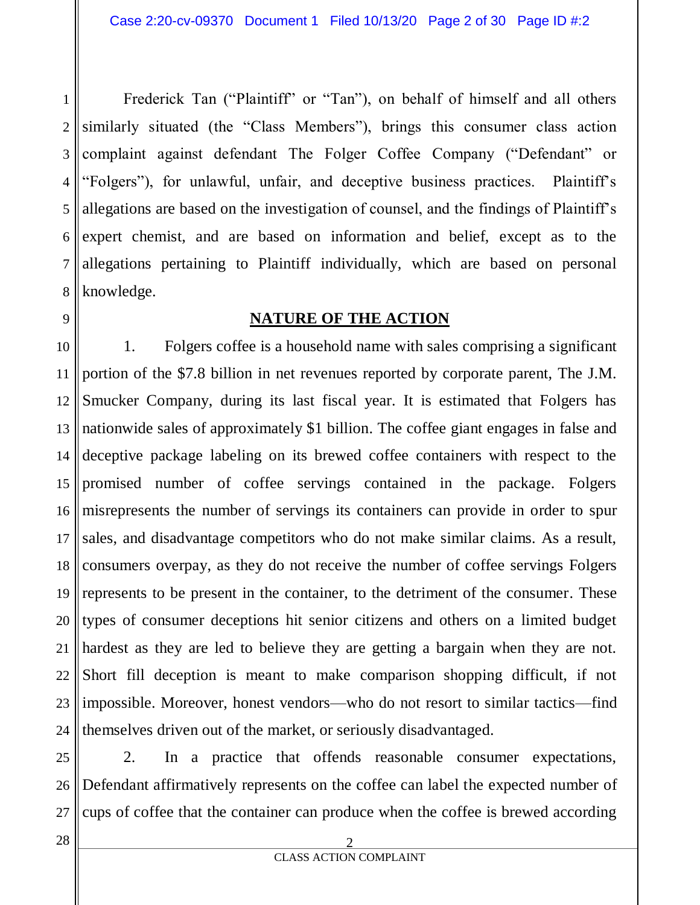Frederick Tan ("Plaintiff" or "Tan"), on behalf of himself and all others similarly situated (the "Class Members"), brings this consumer class action complaint against defendant The Folger Coffee Company ("Defendant" or "Folgers"), for unlawful, unfair, and deceptive business practices. Plaintiff's allegations are based on the investigation of counsel, and the findings of Plaintiff's expert chemist, and are based on information and belief, except as to the allegations pertaining to Plaintiff individually, which are based on personal knowledge.

## NATURE OF THE ACTION

1. Folgers coffee is a household name with sales comprising a significant portion of the $7.8 billion in net revenues reported by corporate parent, The J.M. Smucker Company, during its last fiscal year. It is estimated that Folgers has nationwide sales of approximately $1 billion. The coffee giant engages in false and deceptive package labeling on its brewed coffee containers with respect to the promised number of coffee servings contained in the package. Folgers misrepresents the number of servings its containers can provide in order to spur sales, and disadvantage competitors who do not make similar claims. As a result, consumers overpay, as they do not receive the number of coffee servings Folgers represents to be present in the container, to the detriment of the consumer. These types of consumer deceptions hit senior citizens and others on a limited budget hardest as they are led to believe they are getting a bargain when they are not. Short fill deception is meant to make comparison shopping difficult, if not impossible. Moreover, honest vendors—who do not resort to similar tactics—find themselves driven out of the market, or seriously disadvantaged.

2. In a practice that offends reasonable consumer expectations, Defendant affirmatively represents on the coffee can label the expected number of cups of coffee that the container can produce when the coffee is brewed according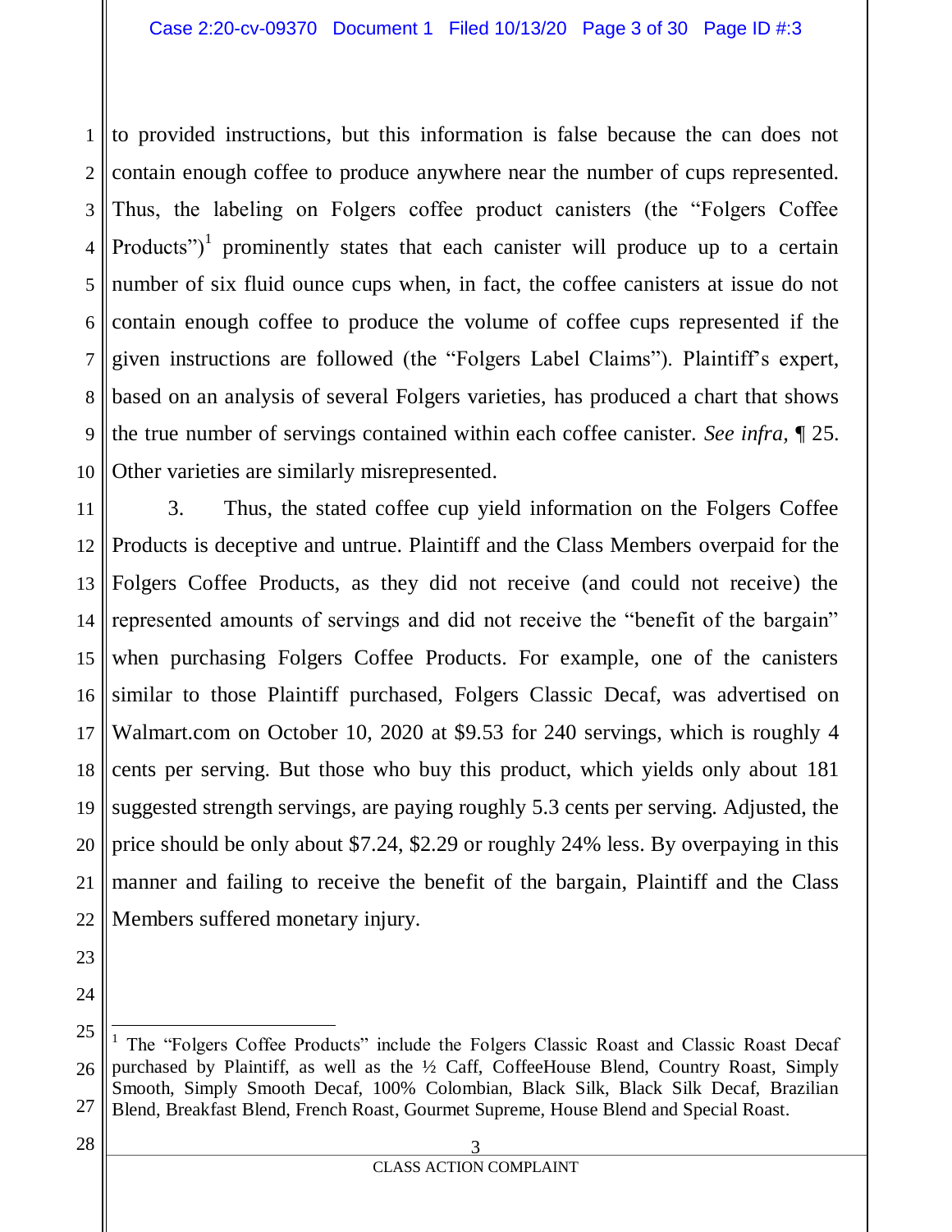to provided instructions, but this information is false because the can does not contain enough coffee to produce anywhere near the number of cups represented. Thus, the labeling on Folgers coffee product canisters (the "Folgers Coffee Products")[1] prominently states that each canister will produce up to a certain number of six fluid ounce cups when, in fact, the coffee canisters at issue do not contain enough coffee to produce the volume of coffee cups represented if the given instructions are followed (the "Folgers Label Claims"). Plaintiff's expert, based on an analysis of several Folgers varieties, has produced a chart that shows the true number of servings contained within each coffee canister. *See infra*, ¶ 25. Other varieties are similarly misrepresented.

3. Thus, the stated coffee cup yield information on the Folgers Coffee Products is deceptive and untrue. Plaintiff and the Class Members overpaid for the Folgers Coffee Products, as they did not receive (and could not receive) the represented amounts of servings and did not receive the "benefit of the bargain" when purchasing Folgers Coffee Products. For example, one of the canisters similar to those Plaintiff purchased, Folgers Classic Decaf, was advertised on Walmart.com on October 10, 2020 at $9.53 for 240 servings, which is roughly 4 cents per serving. But those who buy this product, which yields only about 181 suggested strength servings, are paying roughly 5.3 cents per serving. Adjusted, the price should be only about $7.24, $2.29 or roughly 24% less. By overpaying in this manner and failing to receive the benefit of the bargain, Plaintiff and the Class Members suffered monetary injury.

---

[1] The "Folgers Coffee Products" include the Folgers Classic Roast and Classic Roast Decaf purchased by Plaintiff, as well as the ½ Caff, CoffeeHouse Blend, Country Roast, Simply Smooth, Simply Smooth Decaf, 100% Colombian, Black Silk, Black Silk Decaf, Brazilian Blend, Breakfast Blend, French Roast, Gourmet Supreme, House Blend and Special Roast.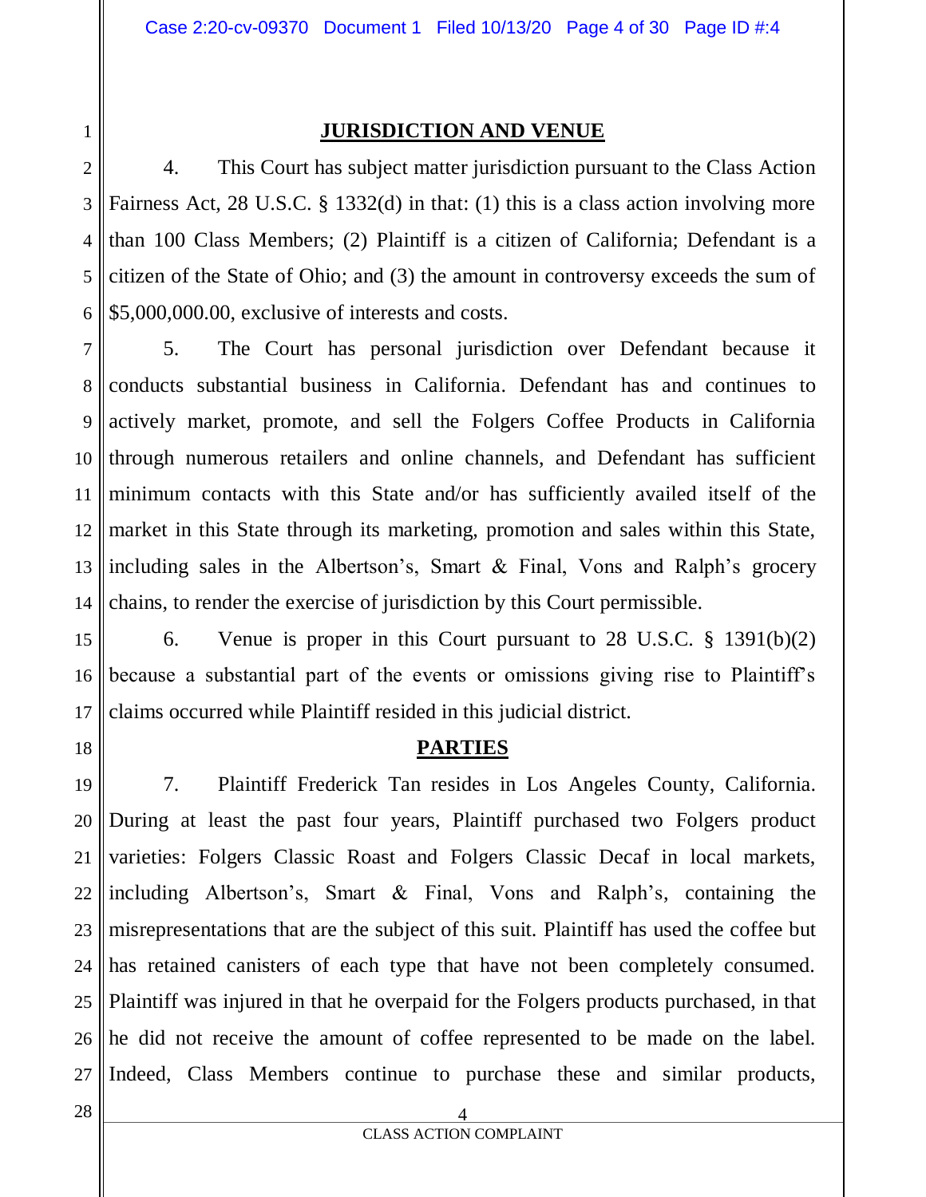## JURISDICTION AND VENUE

4. This Court has subject matter jurisdiction pursuant to the Class Action Fairness Act, 28 U.S.C. § 1332(d) in that: (1) this is a class action involving more than 100 Class Members; (2) Plaintiff is a citizen of California; Defendant is a citizen of the State of Ohio; and (3) the amount in controversy exceeds the sum of $5,000,000.00, exclusive of interests and costs.

5. The Court has personal jurisdiction over Defendant because it conducts substantial business in California. Defendant has and continues to actively market, promote, and sell the Folgers Coffee Products in California through numerous retailers and online channels, and Defendant has sufficient minimum contacts with this State and/or has sufficiently availed itself of the market in this State through its marketing, promotion and sales within this State, including sales in the Albertson's, Smart & Final, Vons and Ralph's grocery chains, to render the exercise of jurisdiction by this Court permissible.

6. Venue is proper in this Court pursuant to 28 U.S.C. § 1391(b)(2) because a substantial part of the events or omissions giving rise to Plaintiff's claims occurred while Plaintiff resided in this judicial district.

## PARTIES

7. Plaintiff Frederick Tan resides in Los Angeles County, California. During at least the past four years, Plaintiff purchased two Folgers product varieties: Folgers Classic Roast and Folgers Classic Decaf in local markets, including Albertson's, Smart & Final, Vons and Ralph's, containing the misrepresentations that are the subject of this suit. Plaintiff has used the coffee but has retained canisters of each type that have not been completely consumed. Plaintiff was injured in that he overpaid for the Folgers products purchased, in that he did not receive the amount of coffee represented to be made on the label. Indeed, Class Members continue to purchase these and similar products,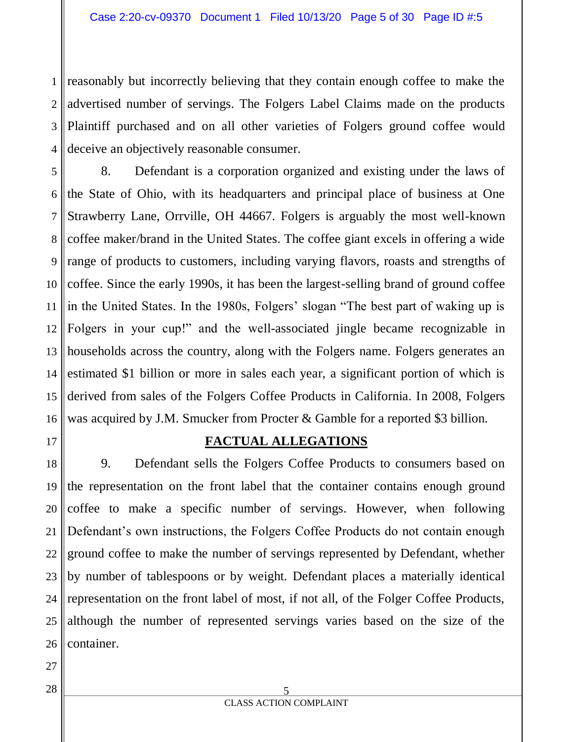reasonably but incorrectly believing that they contain enough coffee to make the advertised number of servings. The Folgers Label Claims made on the products Plaintiff purchased and on all other varieties of Folgers ground coffee would deceive an objectively reasonable consumer.

8. Defendant is a corporation organized and existing under the laws of the State of Ohio, with its headquarters and principal place of business at One Strawberry Lane, Orrville, OH 44667. Folgers is arguably the most well-known coffee maker/brand in the United States. The coffee giant excels in offering a wide range of products to customers, including varying flavors, roasts and strengths of coffee. Since the early 1990s, it has been the largest-selling brand of ground coffee in the United States. In the 1980s, Folgers' slogan "The best part of waking up is Folgers in your cup!" and the well-associated jingle became recognizable in households across the country, along with the Folgers name. Folgers generates an estimated $1 billion or more in sales each year, a significant portion of which is derived from sales of the Folgers Coffee Products in California. In 2008, Folgers was acquired by J.M. Smucker from Procter & Gamble for a reported $3 billion.

## FACTUAL ALLEGATIONS

9. Defendant sells the Folgers Coffee Products to consumers based on the representation on the front label that the container contains enough ground coffee to make a specific number of servings. However, when following Defendant's own instructions, the Folgers Coffee Products do not contain enough ground coffee to make the number of servings represented by Defendant, whether by number of tablespoons or by weight. Defendant places a materially identical representation on the front label of most, if not all, of the Folger Coffee Products, although the number of represented servings varies based on the size of the container.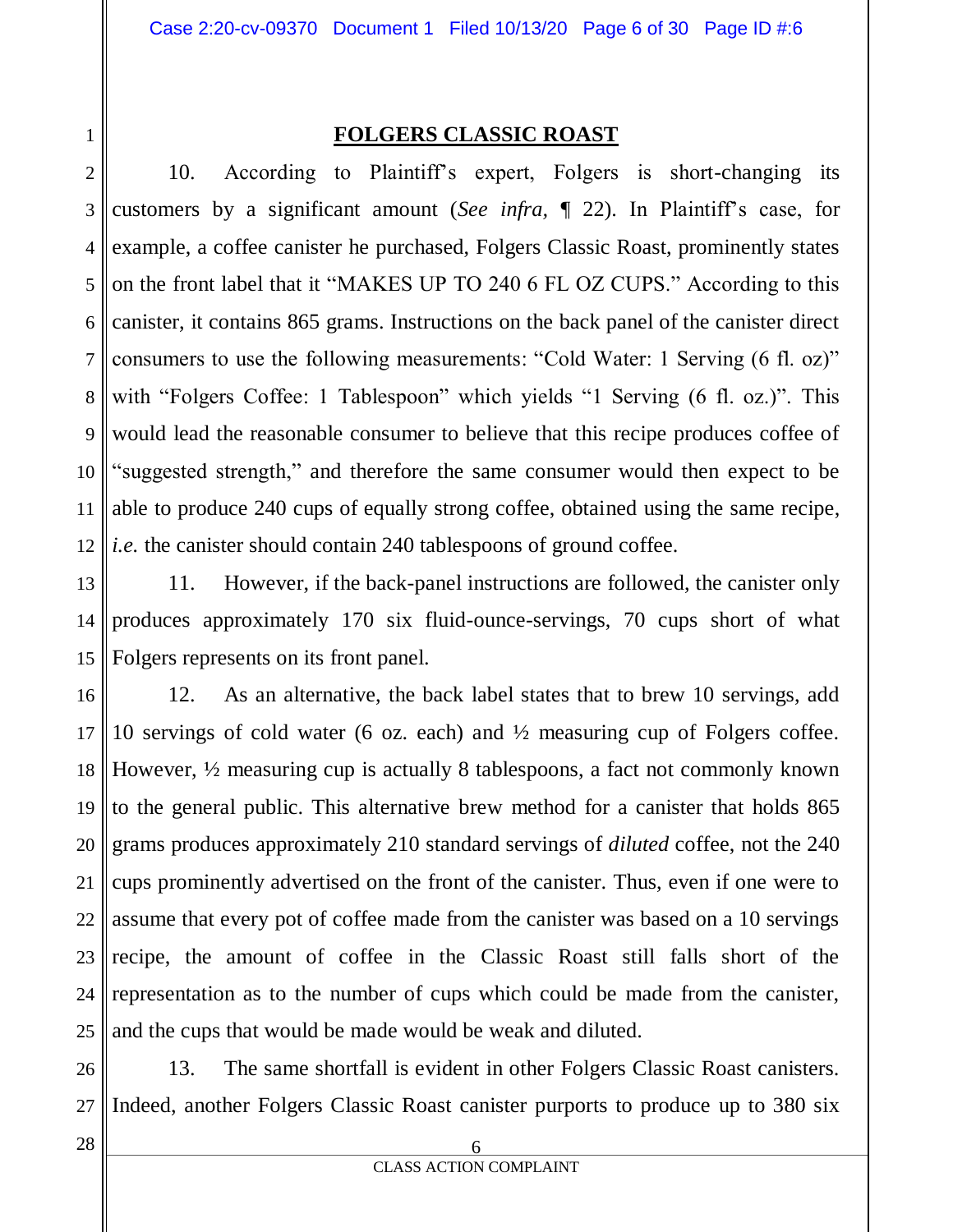## FOLGERS CLASSIC ROAST

10. According to Plaintiff's expert, Folgers is short-changing its customers by a significant amount (*See infra,* ¶ 22). In Plaintiff's case, for example, a coffee canister he purchased, Folgers Classic Roast, prominently states on the front label that it "MAKES UP TO 240 6 FL OZ CUPS." According to this canister, it contains 865 grams. Instructions on the back panel of the canister direct consumers to use the following measurements: "Cold Water: 1 Serving (6 fl. oz)" with "Folgers Coffee: 1 Tablespoon" which yields "1 Serving (6 fl. oz.)". This would lead the reasonable consumer to believe that this recipe produces coffee of "suggested strength," and therefore the same consumer would then expect to be able to produce 240 cups of equally strong coffee, obtained using the same recipe, *i.e.* the canister should contain 240 tablespoons of ground coffee.

11. However, if the back-panel instructions are followed, the canister only produces approximately 170 six fluid-ounce-servings, 70 cups short of what Folgers represents on its front panel.

12. As an alternative, the back label states that to brew 10 servings, add 10 servings of cold water (6 oz. each) and ½ measuring cup of Folgers coffee. However, ½ measuring cup is actually 8 tablespoons, a fact not commonly known to the general public. This alternative brew method for a canister that holds 865 grams produces approximately 210 standard servings of *diluted* coffee, not the 240 cups prominently advertised on the front of the canister. Thus, even if one were to assume that every pot of coffee made from the canister was based on a 10 servings recipe, the amount of coffee in the Classic Roast still falls short of the representation as to the number of cups which could be made from the canister, and the cups that would be made would be weak and diluted.

13. The same shortfall is evident in other Folgers Classic Roast canisters. Indeed, another Folgers Classic Roast canister purports to produce up to 380 six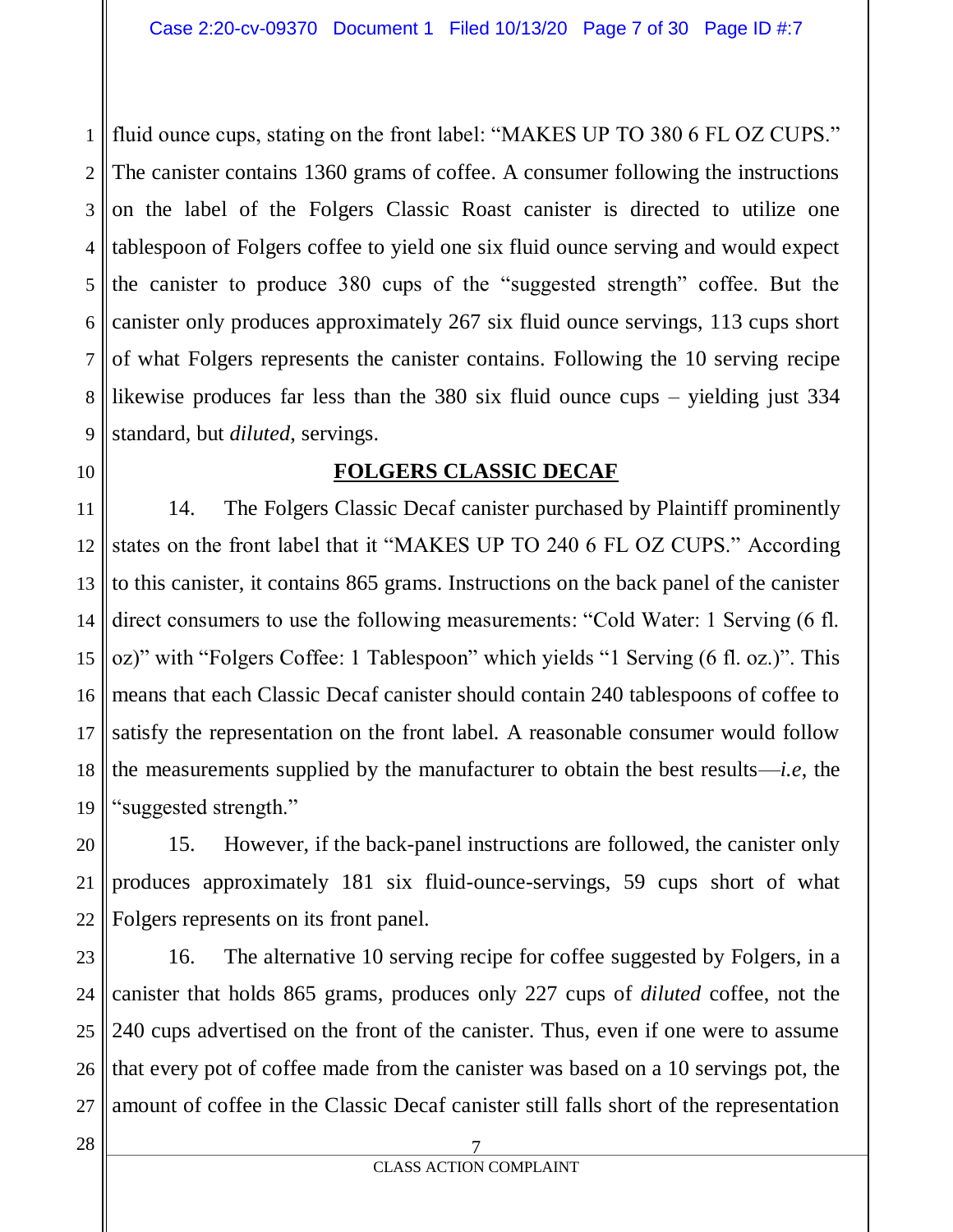fluid ounce cups, stating on the front label: "MAKES UP TO 380 6 FL OZ CUPS." The canister contains 1360 grams of coffee. A consumer following the instructions on the label of the Folgers Classic Roast canister is directed to utilize one tablespoon of Folgers coffee to yield one six fluid ounce serving and would expect the canister to produce 380 cups of the "suggested strength" coffee. But the canister only produces approximately 267 six fluid ounce servings, 113 cups short of what Folgers represents the canister contains. Following the 10 serving recipe likewise produces far less than the 380 six fluid ounce cups – yielding just 334 standard, but *diluted*, servings.

**FOLGERS CLASSIC DECAF**

14. The Folgers Classic Decaf canister purchased by Plaintiff prominently states on the front label that it "MAKES UP TO 240 6 FL OZ CUPS." According to this canister, it contains 865 grams. Instructions on the back panel of the canister direct consumers to use the following measurements: "Cold Water: 1 Serving (6 fl. oz)" with "Folgers Coffee: 1 Tablespoon" which yields "1 Serving (6 fl. oz.)". This means that each Classic Decaf canister should contain 240 tablespoons of coffee to satisfy the representation on the front label. A reasonable consumer would follow the measurements supplied by the manufacturer to obtain the best results—*i.e*, the "suggested strength."

15. However, if the back-panel instructions are followed, the canister only produces approximately 181 six fluid-ounce-servings, 59 cups short of what Folgers represents on its front panel.

16. The alternative 10 serving recipe for coffee suggested by Folgers, in a canister that holds 865 grams, produces only 227 cups of *diluted* coffee, not the 240 cups advertised on the front of the canister. Thus, even if one were to assume that every pot of coffee made from the canister was based on a 10 servings pot, the amount of coffee in the Classic Decaf canister still falls short of the representation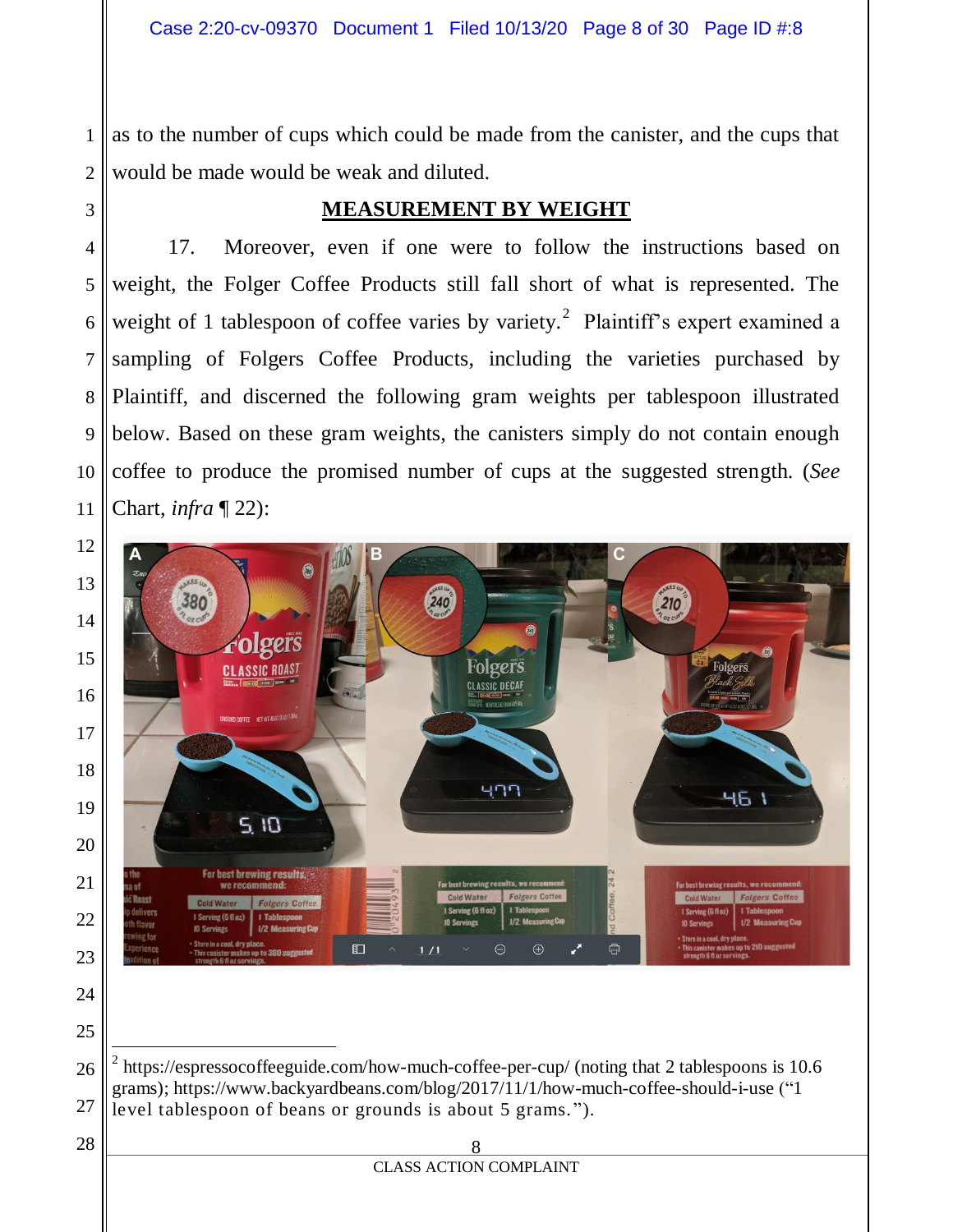as to the number of cups which could be made from the canister, and the cups that would be made would be weak and diluted.

## MEASUREMENT BY WEIGHT

17. Moreover, even if one were to follow the instructions based on weight, the Folger Coffee Products still fall short of what is represented. The weight of 1 tablespoon of coffee varies by variety.[2] Plaintiff's expert examined a sampling of Folgers Coffee Products, including the varieties purchased by Plaintiff, and discerned the following gram weights per tablespoon illustrated below. Based on these gram weights, the canisters simply do not contain enough coffee to produce the promised number of cups at the suggested strength. (*See* Chart, *infra* ¶ 22):

---

[2] https://espressocoffeeguide.com/how-much-coffee-per-cup/ (noting that 2 tablespoons is 10.6 grams); https://www.backyardbeans.com/blog/2017/11/1/how-much-coffee-should-i-use ("1 level tablespoon of beans or grounds is about 5 grams.").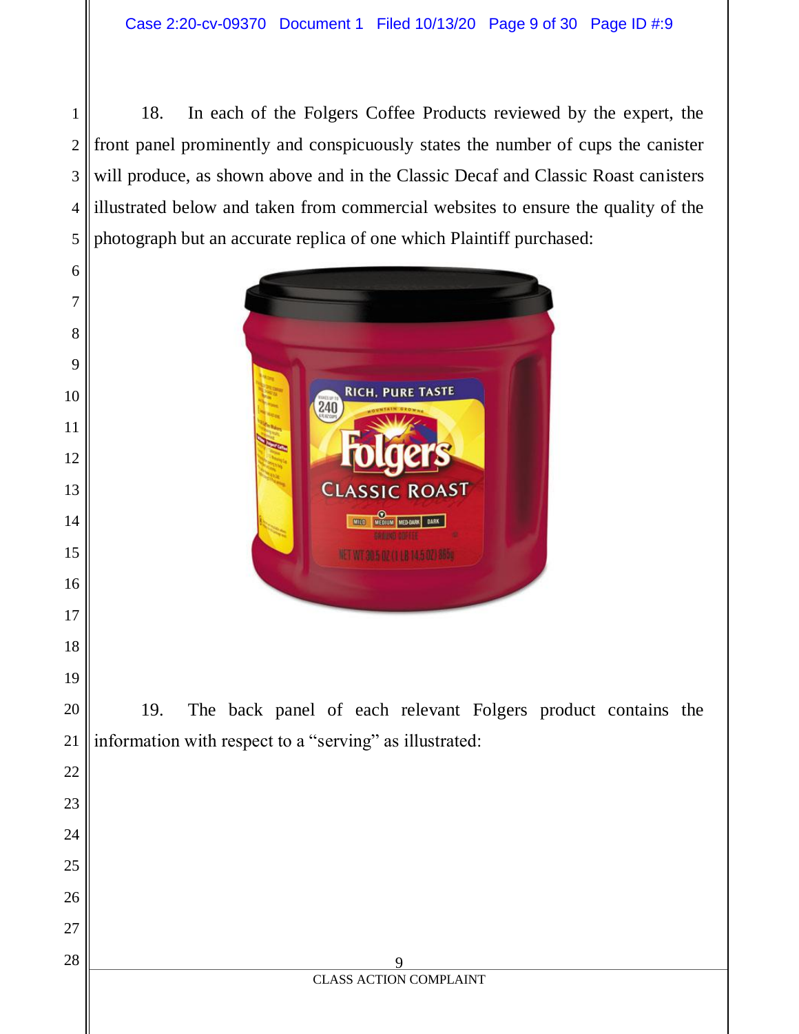18. In each of the Folgers Coffee Products reviewed by the expert, the front panel prominently and conspicuously states the number of cups the canister will produce, as shown above and in the Classic Decaf and Classic Roast canisters illustrated below and taken from commercial websites to ensure the quality of the photograph but an accurate replica of one which Plaintiff purchased:

19. The back panel of each relevant Folgers product contains the information with respect to a "serving" as illustrated: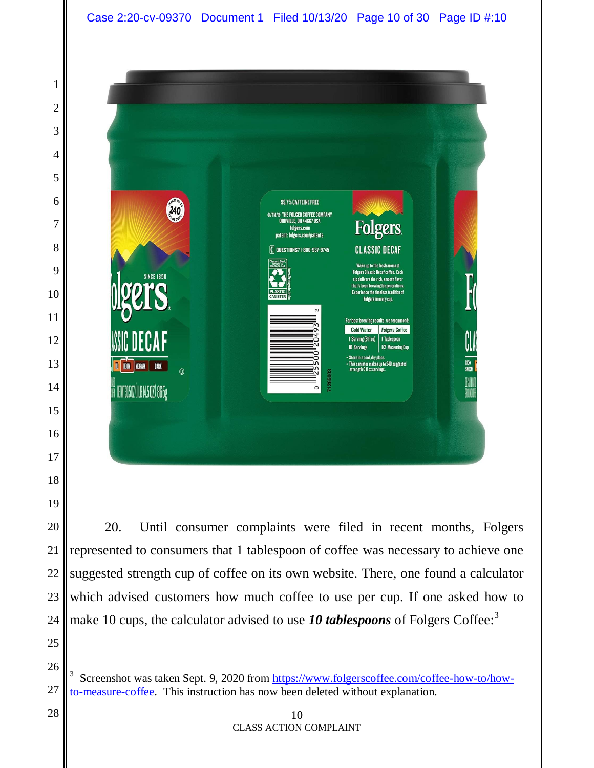20. Until consumer complaints were filed in recent months, Folgers represented to consumers that 1 tablespoon of coffee was necessary to achieve one suggested strength cup of coffee on its own website. There, one found a calculator which advised customers how much coffee to use per cup. If one asked how to make 10 cups, the calculator advised to use ***10 tablespoons*** of Folgers Coffee:[3]

---

[3] Screenshot was taken Sept. 9, 2020 from https://www.folgerscoffee.com/coffee-how-to/how-to-measure-coffee. This instruction has now been deleted without explanation.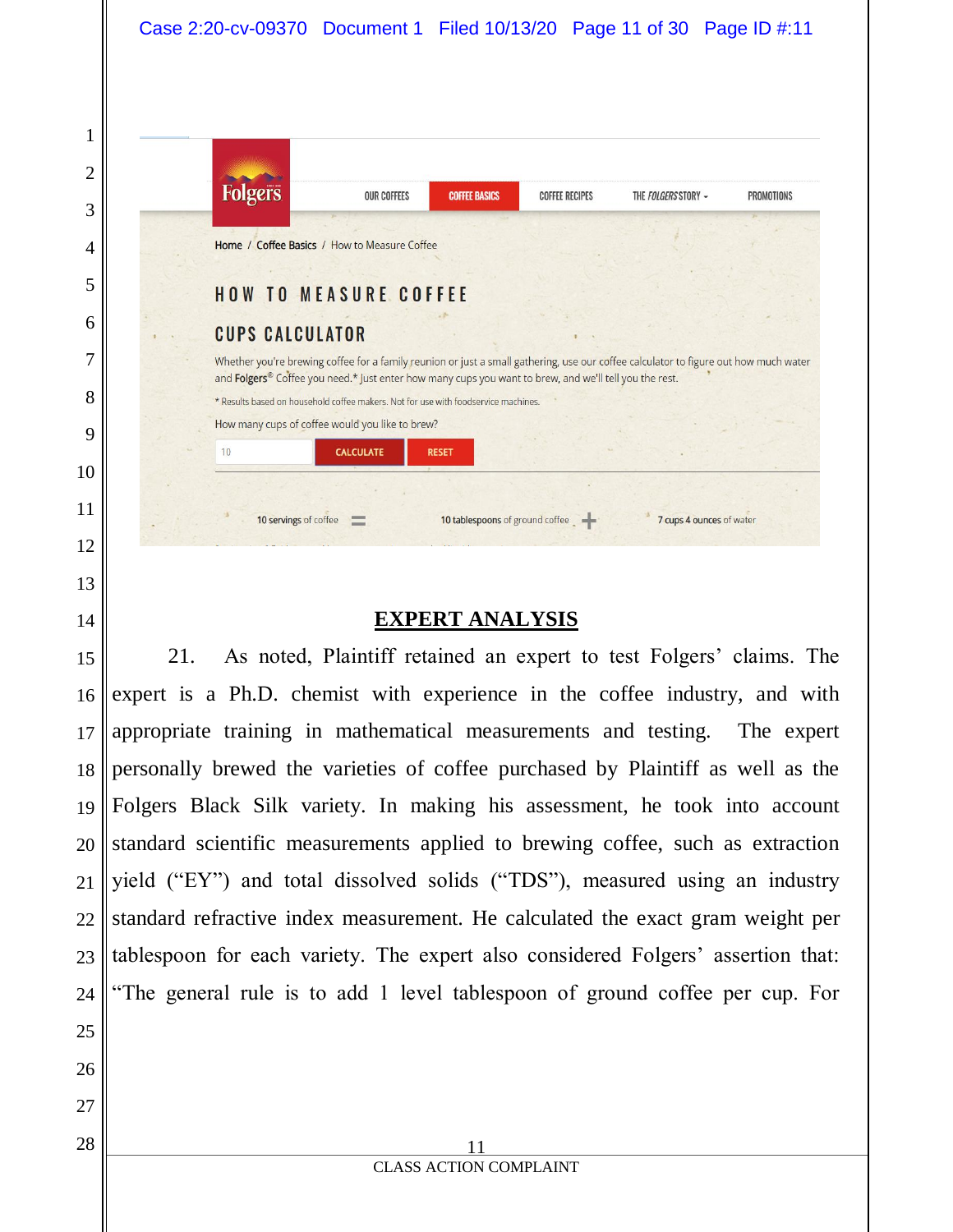Home / Coffee Basics / How to Measure Coffee

HOW TO MEASURE COFFEE

CUPS CALCULATOR

Whether you're brewing coffee for a family reunion or just a small gathering, use our coffee calculator to figure out how much water and Folgers® Coffee you need.* Just enter how many cups you want to brew, and we'll tell you the rest.

* Results based on household coffee makers. Not for use with foodservice machines.

How many cups of coffee would you like to brew?

10 CALCULATE RESET

10 servings of coffee = 10 tablespoons of ground coffee + 7 cups 4 ounces of water

## EXPERT ANALYSIS

21. As noted, Plaintiff retained an expert to test Folgers' claims. The expert is a Ph.D. chemist with experience in the coffee industry, and with appropriate training in mathematical measurements and testing. The expert personally brewed the varieties of coffee purchased by Plaintiff as well as the Folgers Black Silk variety. In making his assessment, he took into account standard scientific measurements applied to brewing coffee, such as extraction yield ("EY") and total dissolved solids ("TDS"), measured using an industry standard refractive index measurement. He calculated the exact gram weight per tablespoon for each variety. The expert also considered Folgers' assertion that: "The general rule is to add 1 level tablespoon of ground coffee per cup. For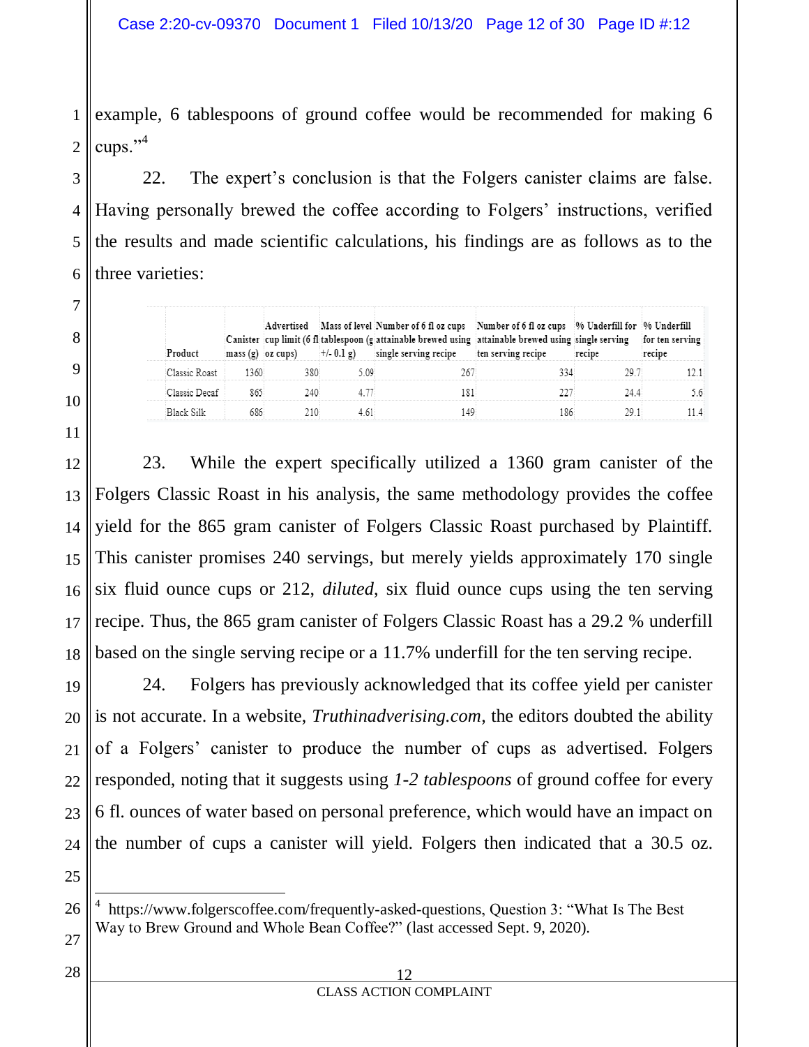example, 6 tablespoons of ground coffee would be recommended for making 6 cups."[4]

22. The expert's conclusion is that the Folgers canister claims are false. Having personally brewed the coffee according to Folgers' instructions, verified the results and made scientific calculations, his findings are as follows as to the three varieties:

| Product | Canister mass (g) | Advertised cup limit (6 fl oz cups) | Mass of level tablespoon (g +/- 0.1 g) | Number of 6 fl oz cups attainable brewed using single serving recipe | Number of 6 fl oz cups attainable brewed using ten serving recipe | % Underfill for single serving recipe | % Underfill for ten serving recipe |
|---|---|---|---|---|---|---|---|
| Classic Roast | 1360 | 380 | 5.09 | 267 | 334 | 29.7 | 12.1 |
| Classic Decaf | 865 | 240 | 4.77 | 181 | 227 | 24.4 | 5.6 |
| Black Silk | 686 | 210 | 4.61 | 149 | 186 | 29.1 | 11.4 |

23. While the expert specifically utilized a 1360 gram canister of the Folgers Classic Roast in his analysis, the same methodology provides the coffee yield for the 865 gram canister of Folgers Classic Roast purchased by Plaintiff. This canister promises 240 servings, but merely yields approximately 170 single six fluid ounce cups or 212, *diluted*, six fluid ounce cups using the ten serving recipe. Thus, the 865 gram canister of Folgers Classic Roast has a 29.2 % underfill based on the single serving recipe or a 11.7% underfill for the ten serving recipe.

24. Folgers has previously acknowledged that its coffee yield per canister is not accurate. In a website, *Truthinadverising.com*, the editors doubted the ability of a Folgers' canister to produce the number of cups as advertised. Folgers responded, noting that it suggests using *1-2 tablespoons* of ground coffee for every 6 fl. ounces of water based on personal preference, which would have an impact on the number of cups a canister will yield. Folgers then indicated that a 30.5 oz.

[4] https://www.folgerscoffee.com/frequently-asked-questions, Question 3: "What Is The Best Way to Brew Ground and Whole Bean Coffee?" (last accessed Sept. 9, 2020).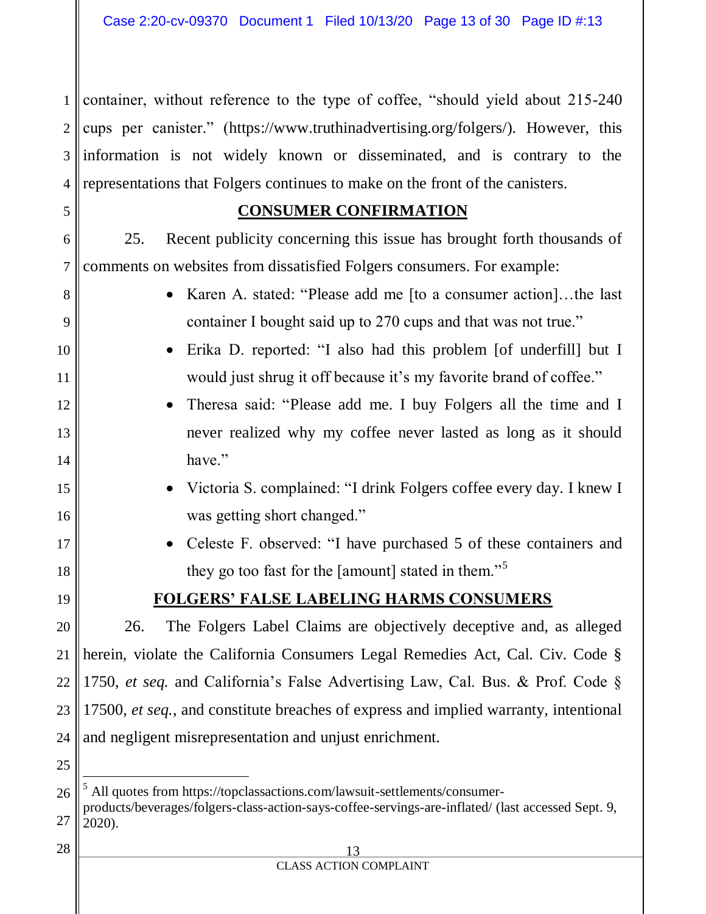container, without reference to the type of coffee, "should yield about 215-240 cups per canister." (https://www.truthinadvertising.org/folgers/). However, this information is not widely known or disseminated, and is contrary to the representations that Folgers continues to make on the front of the canisters.

## CONSUMER CONFIRMATION

25. Recent publicity concerning this issue has brought forth thousands of comments on websites from dissatisfied Folgers consumers. For example:

- Karen A. stated: "Please add me [to a consumer action]…the last container I bought said up to 270 cups and that was not true."
- Erika D. reported: "I also had this problem [of underfill] but I would just shrug it off because it's my favorite brand of coffee."
- Theresa said: "Please add me. I buy Folgers all the time and I never realized why my coffee never lasted as long as it should have."
- Victoria S. complained: "I drink Folgers coffee every day. I knew I was getting short changed."
- Celeste F. observed: "I have purchased 5 of these containers and they go too fast for the [amount] stated in them."[5]

## FOLGERS' FALSE LABELING HARMS CONSUMERS

26. The Folgers Label Claims are objectively deceptive and, as alleged herein, violate the California Consumers Legal Remedies Act, Cal. Civ. Code § 1750, *et seq.* and California's False Advertising Law, Cal. Bus. & Prof. Code § 17500, *et seq.*, and constitute breaches of express and implied warranty, intentional and negligent misrepresentation and unjust enrichment.

---

[5] All quotes from https://topclassactions.com/lawsuit-settlements/consumer-products/beverages/folgers-class-action-says-coffee-servings-are-inflated/ (last accessed Sept. 9, 2020).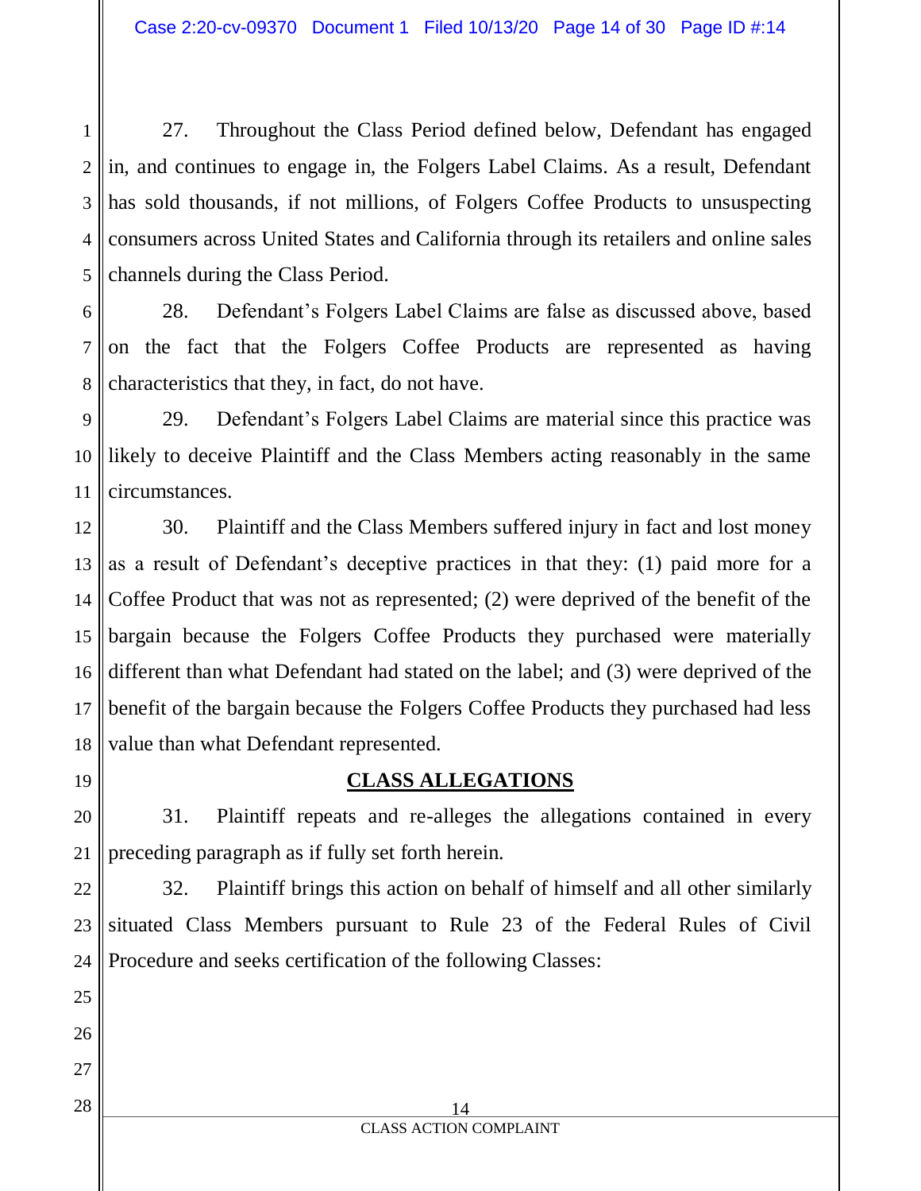27. Throughout the Class Period defined below, Defendant has engaged in, and continues to engage in, the Folgers Label Claims. As a result, Defendant has sold thousands, if not millions, of Folgers Coffee Products to unsuspecting consumers across United States and California through its retailers and online sales channels during the Class Period.

28. Defendant's Folgers Label Claims are false as discussed above, based on the fact that the Folgers Coffee Products are represented as having characteristics that they, in fact, do not have.

29. Defendant's Folgers Label Claims are material since this practice was likely to deceive Plaintiff and the Class Members acting reasonably in the same circumstances.

30. Plaintiff and the Class Members suffered injury in fact and lost money as a result of Defendant's deceptive practices in that they: (1) paid more for a Coffee Product that was not as represented; (2) were deprived of the benefit of the bargain because the Folgers Coffee Products they purchased were materially different than what Defendant had stated on the label; and (3) were deprived of the benefit of the bargain because the Folgers Coffee Products they purchased had less value than what Defendant represented.

## CLASS ALLEGATIONS

31. Plaintiff repeats and re-alleges the allegations contained in every preceding paragraph as if fully set forth herein.

32. Plaintiff brings this action on behalf of himself and all other similarly situated Class Members pursuant to Rule 23 of the Federal Rules of Civil Procedure and seeks certification of the following Classes: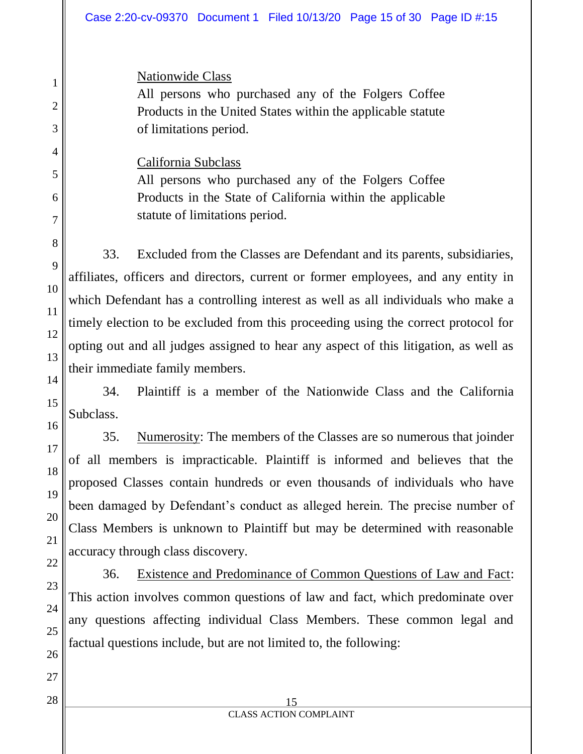<u>Nationwide Class</u>
All persons who purchased any of the Folgers Coffee Products in the United States within the applicable statute of limitations period.

<u>California Subclass</u>
All persons who purchased any of the Folgers Coffee Products in the State of California within the applicable statute of limitations period.

33. Excluded from the Classes are Defendant and its parents, subsidiaries, affiliates, officers and directors, current or former employees, and any entity in which Defendant has a controlling interest as well as all individuals who make a timely election to be excluded from this proceeding using the correct protocol for opting out and all judges assigned to hear any aspect of this litigation, as well as their immediate family members.

34. Plaintiff is a member of the Nationwide Class and the California Subclass.

35. <u>Numerosity</u>: The members of the Classes are so numerous that joinder of all members is impracticable. Plaintiff is informed and believes that the proposed Classes contain hundreds or even thousands of individuals who have been damaged by Defendant's conduct as alleged herein. The precise number of Class Members is unknown to Plaintiff but may be determined with reasonable accuracy through class discovery.

36. <u>Existence and Predominance of Common Questions of Law and Fact</u>: This action involves common questions of law and fact, which predominate over any questions affecting individual Class Members. These common legal and factual questions include, but are not limited to, the following: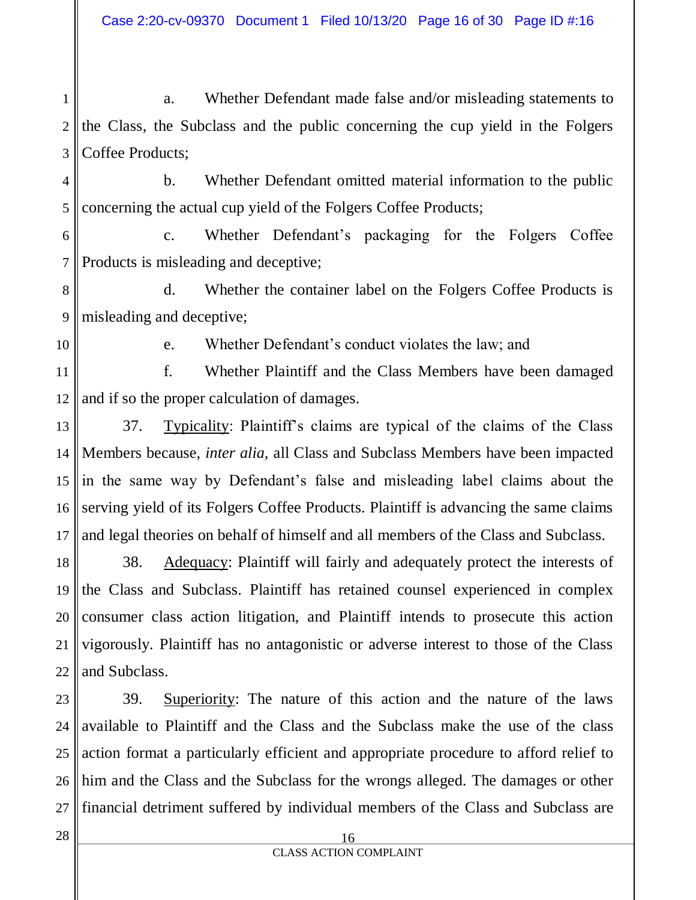a. Whether Defendant made false and/or misleading statements to the Class, the Subclass and the public concerning the cup yield in the Folgers Coffee Products;

b. Whether Defendant omitted material information to the public concerning the actual cup yield of the Folgers Coffee Products;

c. Whether Defendant's packaging for the Folgers Coffee Products is misleading and deceptive;

d. Whether the container label on the Folgers Coffee Products is misleading and deceptive;

e. Whether Defendant's conduct violates the law; and

f. Whether Plaintiff and the Class Members have been damaged and if so the proper calculation of damages.

37. Typicality: Plaintiff's claims are typical of the claims of the Class Members because, *inter alia*, all Class and Subclass Members have been impacted in the same way by Defendant's false and misleading label claims about the serving yield of its Folgers Coffee Products. Plaintiff is advancing the same claims and legal theories on behalf of himself and all members of the Class and Subclass.

38. Adequacy: Plaintiff will fairly and adequately protect the interests of the Class and Subclass. Plaintiff has retained counsel experienced in complex consumer class action litigation, and Plaintiff intends to prosecute this action vigorously. Plaintiff has no antagonistic or adverse interest to those of the Class and Subclass.

39. Superiority: The nature of this action and the nature of the laws available to Plaintiff and the Class and the Subclass make the use of the class action format a particularly efficient and appropriate procedure to afford relief to him and the Class and the Subclass for the wrongs alleged. The damages or other financial detriment suffered by individual members of the Class and Subclass are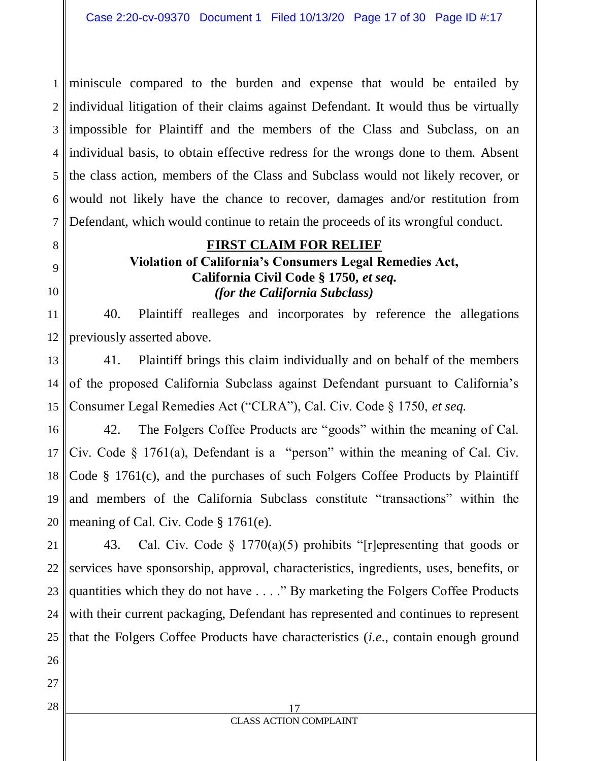miniscule compared to the burden and expense that would be entailed by individual litigation of their claims against Defendant. It would thus be virtually impossible for Plaintiff and the members of the Class and Subclass, on an individual basis, to obtain effective redress for the wrongs done to them. Absent the class action, members of the Class and Subclass would not likely recover, or would not likely have the chance to recover, damages and/or restitution from Defendant, which would continue to retain the proceeds of its wrongful conduct.

## FIRST CLAIM FOR RELIEF

**Violation of California's Consumers Legal Remedies Act, California Civil Code § 1750, *et seq.* *(for the California Subclass)***

40. Plaintiff realleges and incorporates by reference the allegations previously asserted above.

41. Plaintiff brings this claim individually and on behalf of the members of the proposed California Subclass against Defendant pursuant to California's Consumer Legal Remedies Act ("CLRA"), Cal. Civ. Code § 1750, *et seq.*

42. The Folgers Coffee Products are "goods" within the meaning of Cal. Civ. Code § 1761(a), Defendant is a "person" within the meaning of Cal. Civ. Code § 1761(c), and the purchases of such Folgers Coffee Products by Plaintiff and members of the California Subclass constitute "transactions" within the meaning of Cal. Civ. Code § 1761(e).

43. Cal. Civ. Code § 1770(a)(5) prohibits "[r]epresenting that goods or services have sponsorship, approval, characteristics, ingredients, uses, benefits, or quantities which they do not have . . . ." By marketing the Folgers Coffee Products with their current packaging, Defendant has represented and continues to represent that the Folgers Coffee Products have characteristics (*i.e.*, contain enough ground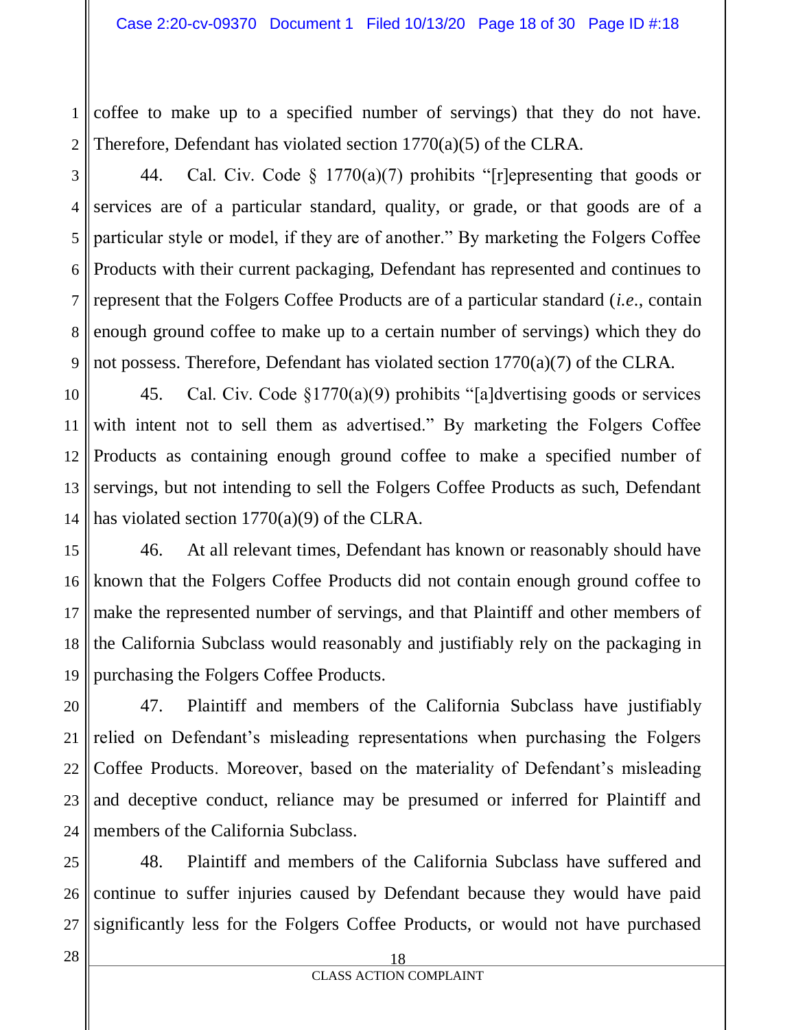coffee to make up to a specified number of servings) that they do not have. Therefore, Defendant has violated section 1770(a)(5) of the CLRA.

44. Cal. Civ. Code § 1770(a)(7) prohibits "[r]epresenting that goods or services are of a particular standard, quality, or grade, or that goods are of a particular style or model, if they are of another." By marketing the Folgers Coffee Products with their current packaging, Defendant has represented and continues to represent that the Folgers Coffee Products are of a particular standard (*i.e.*, contain enough ground coffee to make up to a certain number of servings) which they do not possess. Therefore, Defendant has violated section 1770(a)(7) of the CLRA.

45. Cal. Civ. Code §1770(a)(9) prohibits "[a]dvertising goods or services with intent not to sell them as advertised." By marketing the Folgers Coffee Products as containing enough ground coffee to make a specified number of servings, but not intending to sell the Folgers Coffee Products as such, Defendant has violated section 1770(a)(9) of the CLRA.

46. At all relevant times, Defendant has known or reasonably should have known that the Folgers Coffee Products did not contain enough ground coffee to make the represented number of servings, and that Plaintiff and other members of the California Subclass would reasonably and justifiably rely on the packaging in purchasing the Folgers Coffee Products.

47. Plaintiff and members of the California Subclass have justifiably relied on Defendant's misleading representations when purchasing the Folgers Coffee Products. Moreover, based on the materiality of Defendant's misleading and deceptive conduct, reliance may be presumed or inferred for Plaintiff and members of the California Subclass.

48. Plaintiff and members of the California Subclass have suffered and continue to suffer injuries caused by Defendant because they would have paid significantly less for the Folgers Coffee Products, or would not have purchased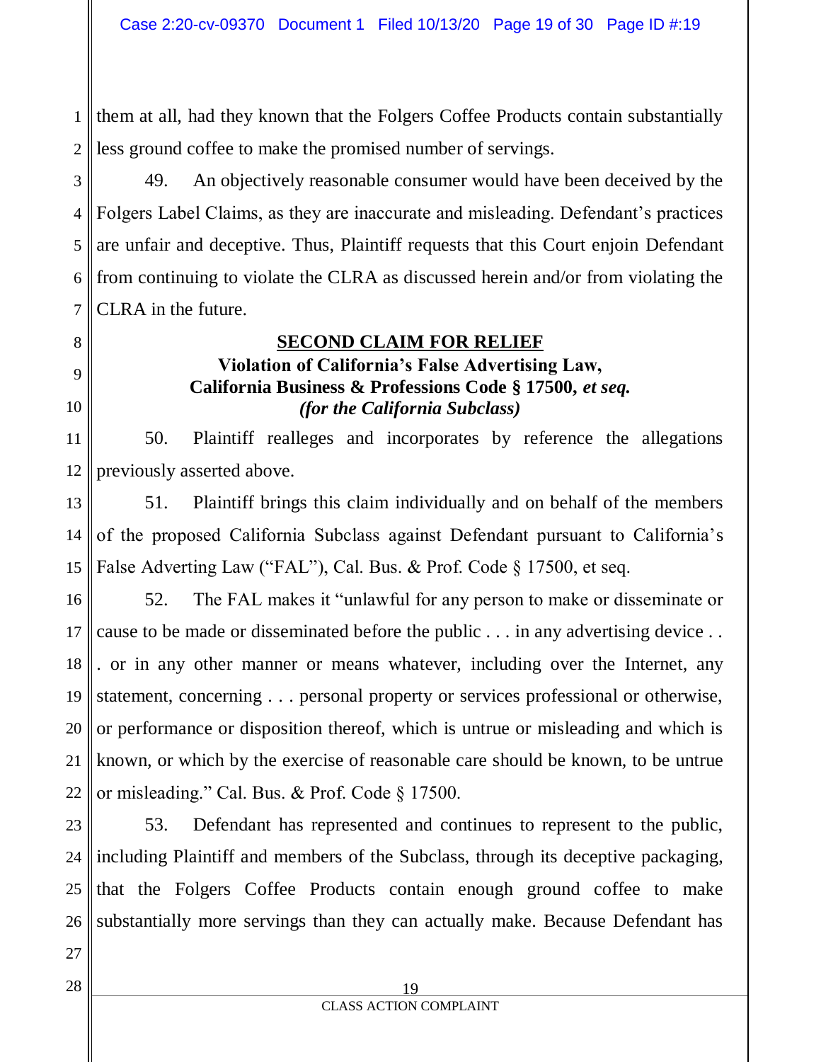them at all, had they known that the Folgers Coffee Products contain substantially less ground coffee to make the promised number of servings.

49. An objectively reasonable consumer would have been deceived by the Folgers Label Claims, as they are inaccurate and misleading. Defendant's practices are unfair and deceptive. Thus, Plaintiff requests that this Court enjoin Defendant from continuing to violate the CLRA as discussed herein and/or from violating the CLRA in the future.

## SECOND CLAIM FOR RELIEF

**Violation of California's False Advertising Law,**
**California Business & Professions Code § 17500, *et seq.***
***(for the California Subclass)***

50. Plaintiff realleges and incorporates by reference the allegations previously asserted above.

51. Plaintiff brings this claim individually and on behalf of the members of the proposed California Subclass against Defendant pursuant to California's False Adverting Law ("FAL"), Cal. Bus. & Prof. Code § 17500, et seq.

52. The FAL makes it "unlawful for any person to make or disseminate or cause to be made or disseminated before the public . . . in any advertising device . . . or in any other manner or means whatever, including over the Internet, any statement, concerning . . . personal property or services professional or otherwise, or performance or disposition thereof, which is untrue or misleading and which is known, or which by the exercise of reasonable care should be known, to be untrue or misleading." Cal. Bus. & Prof. Code § 17500.

53. Defendant has represented and continues to represent to the public, including Plaintiff and members of the Subclass, through its deceptive packaging, that the Folgers Coffee Products contain enough ground coffee to make substantially more servings than they can actually make. Because Defendant has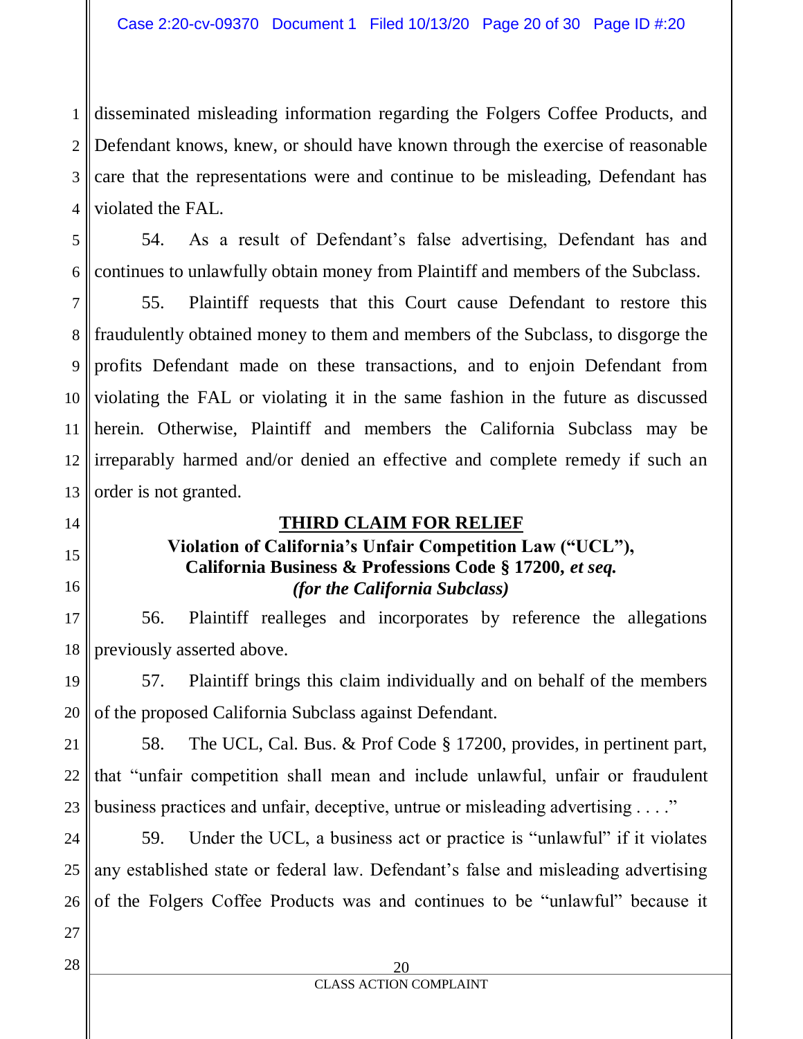disseminated misleading information regarding the Folgers Coffee Products, and Defendant knows, knew, or should have known through the exercise of reasonable care that the representations were and continue to be misleading, Defendant has violated the FAL.

54. As a result of Defendant's false advertising, Defendant has and continues to unlawfully obtain money from Plaintiff and members of the Subclass.

55. Plaintiff requests that this Court cause Defendant to restore this fraudulently obtained money to them and members of the Subclass, to disgorge the profits Defendant made on these transactions, and to enjoin Defendant from violating the FAL or violating it in the same fashion in the future as discussed herein. Otherwise, Plaintiff and members the California Subclass may be irreparably harmed and/or denied an effective and complete remedy if such an order is not granted.

## THIRD CLAIM FOR RELIEF

### Violation of California's Unfair Competition Law ("UCL"), California Business & Professions Code § 17200, *et seq.* *(for the California Subclass)*

56. Plaintiff realleges and incorporates by reference the allegations previously asserted above.

57. Plaintiff brings this claim individually and on behalf of the members of the proposed California Subclass against Defendant.

58. The UCL, Cal. Bus. & Prof Code § 17200, provides, in pertinent part, that "unfair competition shall mean and include unlawful, unfair or fraudulent business practices and unfair, deceptive, untrue or misleading advertising . . . ."

59. Under the UCL, a business act or practice is "unlawful" if it violates any established state or federal law. Defendant's false and misleading advertising of the Folgers Coffee Products was and continues to be "unlawful" because it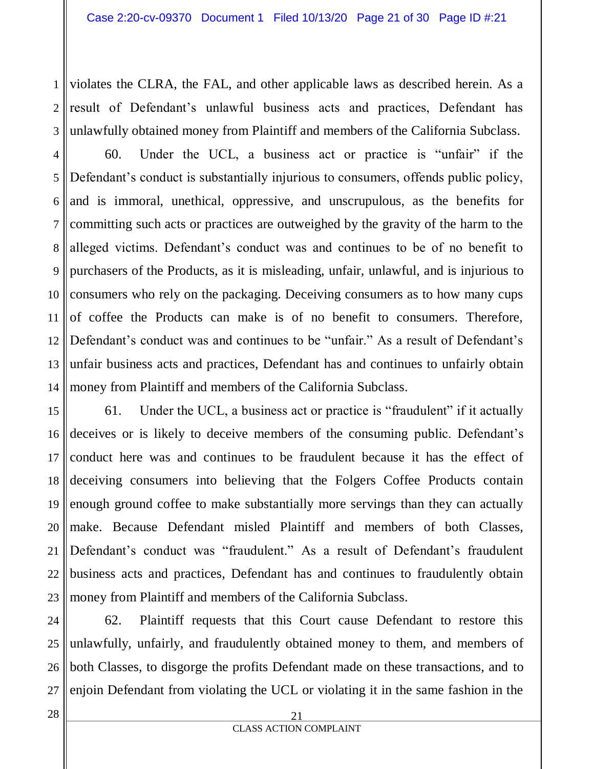violates the CLRA, the FAL, and other applicable laws as described herein. As a result of Defendant's unlawful business acts and practices, Defendant has unlawfully obtained money from Plaintiff and members of the California Subclass.

60. Under the UCL, a business act or practice is "unfair" if the Defendant's conduct is substantially injurious to consumers, offends public policy, and is immoral, unethical, oppressive, and unscrupulous, as the benefits for committing such acts or practices are outweighed by the gravity of the harm to the alleged victims. Defendant's conduct was and continues to be of no benefit to purchasers of the Products, as it is misleading, unfair, unlawful, and is injurious to consumers who rely on the packaging. Deceiving consumers as to how many cups of coffee the Products can make is of no benefit to consumers. Therefore, Defendant's conduct was and continues to be "unfair." As a result of Defendant's unfair business acts and practices, Defendant has and continues to unfairly obtain money from Plaintiff and members of the California Subclass.

61. Under the UCL, a business act or practice is "fraudulent" if it actually deceives or is likely to deceive members of the consuming public. Defendant's conduct here was and continues to be fraudulent because it has the effect of deceiving consumers into believing that the Folgers Coffee Products contain enough ground coffee to make substantially more servings than they can actually make. Because Defendant misled Plaintiff and members of both Classes, Defendant's conduct was "fraudulent." As a result of Defendant's fraudulent business acts and practices, Defendant has and continues to fraudulently obtain money from Plaintiff and members of the California Subclass.

62. Plaintiff requests that this Court cause Defendant to restore this unlawfully, unfairly, and fraudulently obtained money to them, and members of both Classes, to disgorge the profits Defendant made on these transactions, and to enjoin Defendant from violating the UCL or violating it in the same fashion in the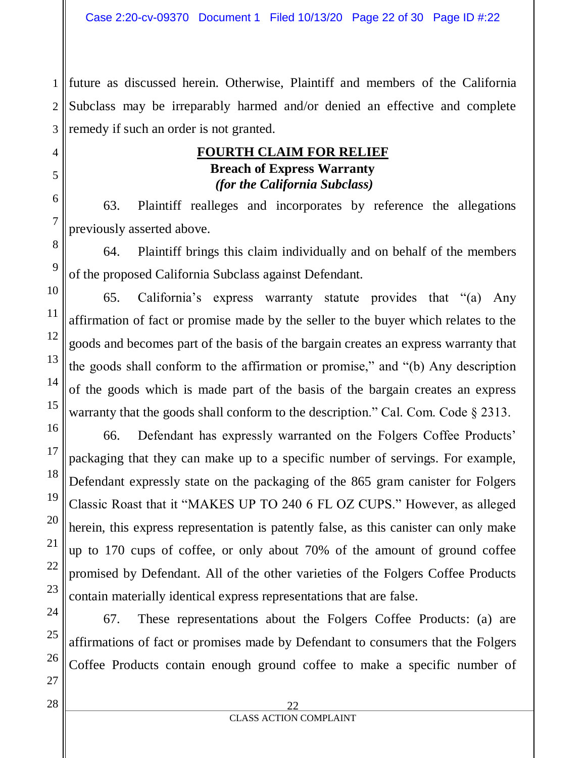future as discussed herein. Otherwise, Plaintiff and members of the California Subclass may be irreparably harmed and/or denied an effective and complete remedy if such an order is not granted.

**FOURTH CLAIM FOR RELIEF**
**Breach of Express Warranty**
***(for the California Subclass)***

63. Plaintiff realleges and incorporates by reference the allegations previously asserted above.

64. Plaintiff brings this claim individually and on behalf of the members of the proposed California Subclass against Defendant.

65. California's express warranty statute provides that "(a) Any affirmation of fact or promise made by the seller to the buyer which relates to the goods and becomes part of the basis of the bargain creates an express warranty that the goods shall conform to the affirmation or promise," and "(b) Any description of the goods which is made part of the basis of the bargain creates an express warranty that the goods shall conform to the description." Cal. Com. Code § 2313.

66. Defendant has expressly warranted on the Folgers Coffee Products' packaging that they can make up to a specific number of servings. For example, Defendant expressly state on the packaging of the 865 gram canister for Folgers Classic Roast that it "MAKES UP TO 240 6 FL OZ CUPS." However, as alleged herein, this express representation is patently false, as this canister can only make up to 170 cups of coffee, or only about 70% of the amount of ground coffee promised by Defendant. All of the other varieties of the Folgers Coffee Products contain materially identical express representations that are false.

67. These representations about the Folgers Coffee Products: (a) are affirmations of fact or promises made by Defendant to consumers that the Folgers Coffee Products contain enough ground coffee to make a specific number of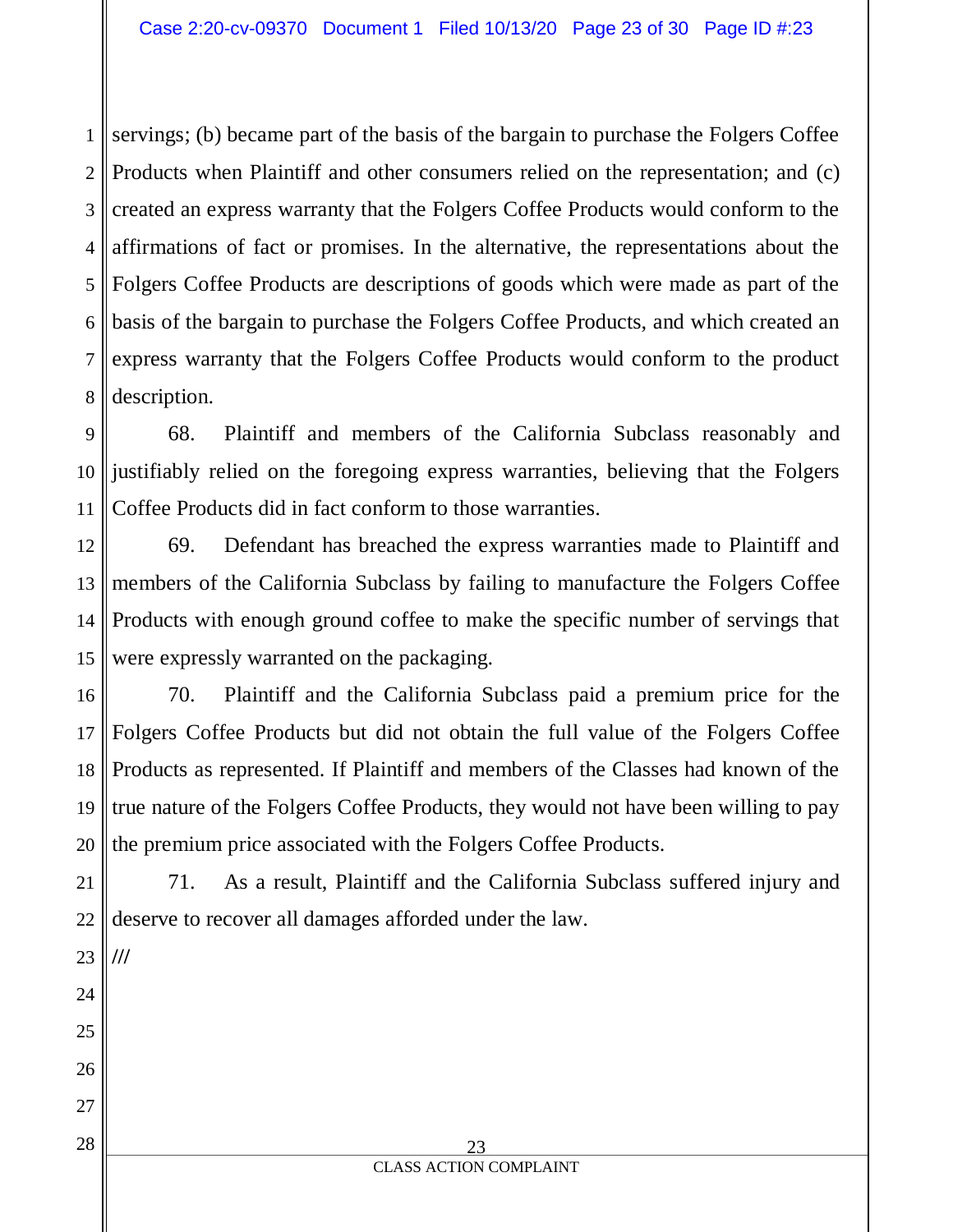servings; (b) became part of the basis of the bargain to purchase the Folgers Coffee Products when Plaintiff and other consumers relied on the representation; and (c) created an express warranty that the Folgers Coffee Products would conform to the affirmations of fact or promises. In the alternative, the representations about the Folgers Coffee Products are descriptions of goods which were made as part of the basis of the bargain to purchase the Folgers Coffee Products, and which created an express warranty that the Folgers Coffee Products would conform to the product description.

68. Plaintiff and members of the California Subclass reasonably and justifiably relied on the foregoing express warranties, believing that the Folgers Coffee Products did in fact conform to those warranties.

69. Defendant has breached the express warranties made to Plaintiff and members of the California Subclass by failing to manufacture the Folgers Coffee Products with enough ground coffee to make the specific number of servings that were expressly warranted on the packaging.

70. Plaintiff and the California Subclass paid a premium price for the Folgers Coffee Products but did not obtain the full value of the Folgers Coffee Products as represented. If Plaintiff and members of the Classes had known of the true nature of the Folgers Coffee Products, they would not have been willing to pay the premium price associated with the Folgers Coffee Products.

71. As a result, Plaintiff and the California Subclass suffered injury and deserve to recover all damages afforded under the law.

///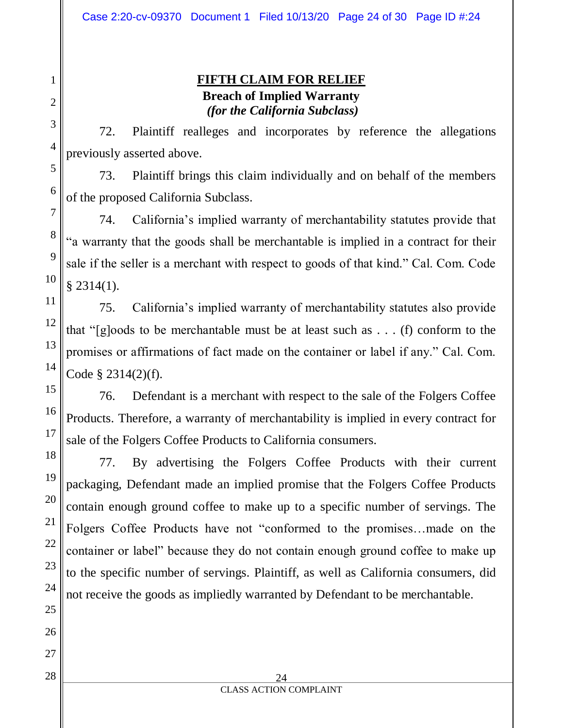## FIFTH CLAIM FOR RELIEF

**Breach of Implied Warranty**

***(for the California Subclass)***

72. Plaintiff realleges and incorporates by reference the allegations previously asserted above.

73. Plaintiff brings this claim individually and on behalf of the members of the proposed California Subclass.

74. California's implied warranty of merchantability statutes provide that "a warranty that the goods shall be merchantable is implied in a contract for their sale if the seller is a merchant with respect to goods of that kind." Cal. Com. Code § 2314(1).

75. California's implied warranty of merchantability statutes also provide that "[g]oods to be merchantable must be at least such as . . . (f) conform to the promises or affirmations of fact made on the container or label if any." Cal. Com. Code § 2314(2)(f).

76. Defendant is a merchant with respect to the sale of the Folgers Coffee Products. Therefore, a warranty of merchantability is implied in every contract for sale of the Folgers Coffee Products to California consumers.

77. By advertising the Folgers Coffee Products with their current packaging, Defendant made an implied promise that the Folgers Coffee Products contain enough ground coffee to make up to a specific number of servings. The Folgers Coffee Products have not "conformed to the promises…made on the container or label" because they do not contain enough ground coffee to make up to the specific number of servings. Plaintiff, as well as California consumers, did not receive the goods as impliedly warranted by Defendant to be merchantable.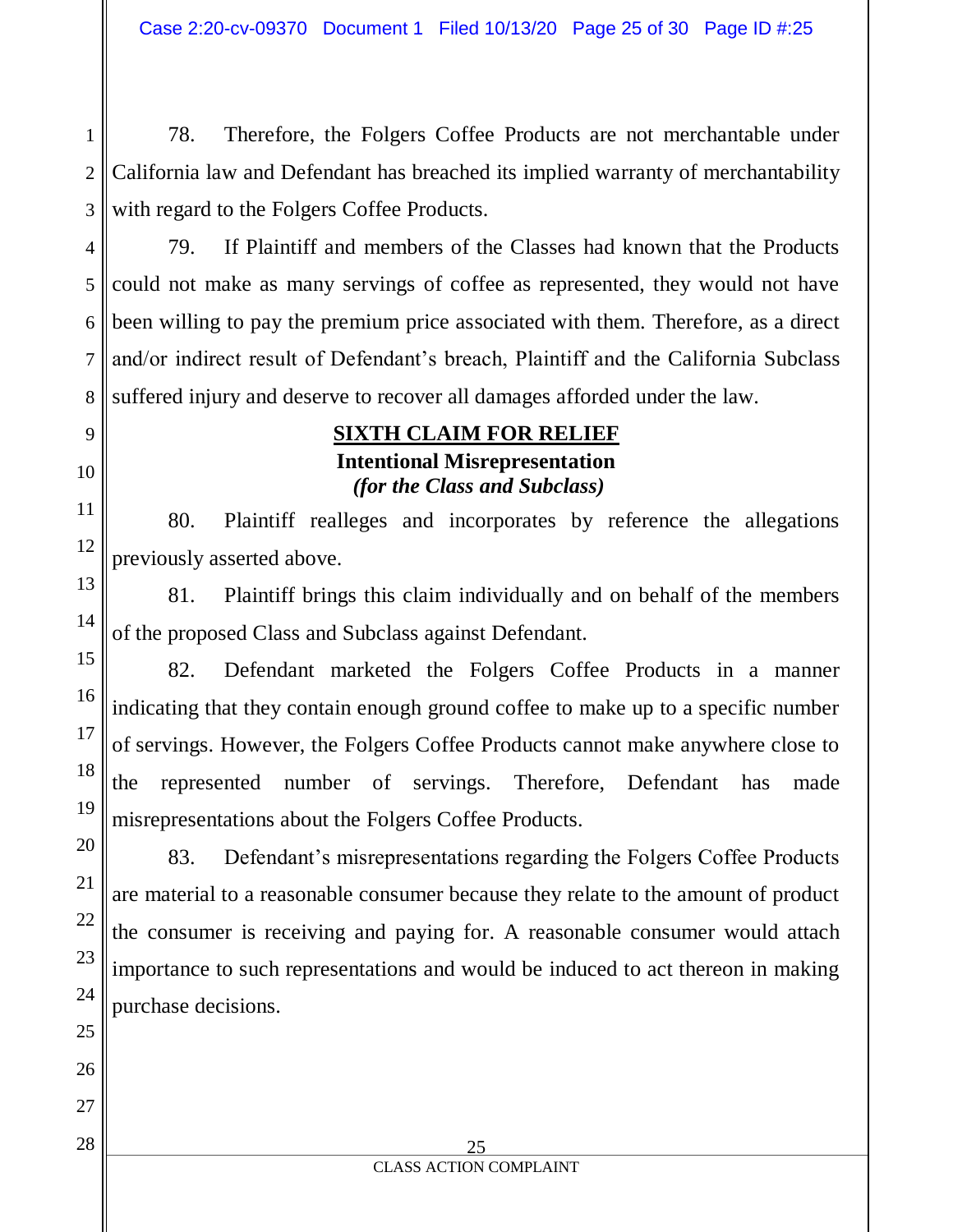78. Therefore, the Folgers Coffee Products are not merchantable under California law and Defendant has breached its implied warranty of merchantability with regard to the Folgers Coffee Products.

79. If Plaintiff and members of the Classes had known that the Products could not make as many servings of coffee as represented, they would not have been willing to pay the premium price associated with them. Therefore, as a direct and/or indirect result of Defendant's breach, Plaintiff and the California Subclass suffered injury and deserve to recover all damages afforded under the law.

## SIXTH CLAIM FOR RELIEF
**Intentional Misrepresentation**
***(for the Class and Subclass)***

80. Plaintiff realleges and incorporates by reference the allegations previously asserted above.

81. Plaintiff brings this claim individually and on behalf of the members of the proposed Class and Subclass against Defendant.

82. Defendant marketed the Folgers Coffee Products in a manner indicating that they contain enough ground coffee to make up to a specific number of servings. However, the Folgers Coffee Products cannot make anywhere close to the represented number of servings. Therefore, Defendant has made misrepresentations about the Folgers Coffee Products.

83. Defendant's misrepresentations regarding the Folgers Coffee Products are material to a reasonable consumer because they relate to the amount of product the consumer is receiving and paying for. A reasonable consumer would attach importance to such representations and would be induced to act thereon in making purchase decisions.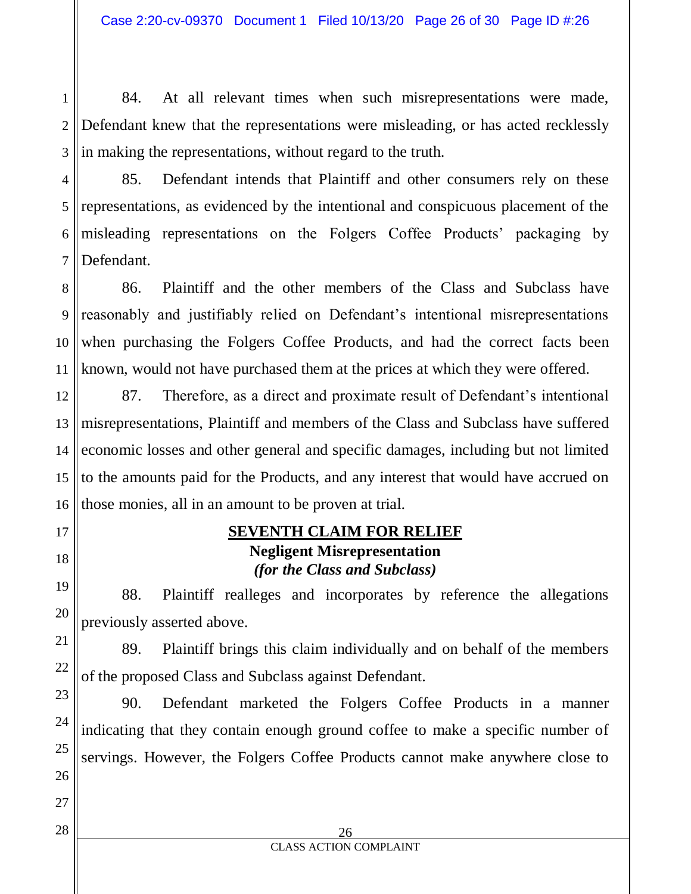84. At all relevant times when such misrepresentations were made, Defendant knew that the representations were misleading, or has acted recklessly in making the representations, without regard to the truth.

85. Defendant intends that Plaintiff and other consumers rely on these representations, as evidenced by the intentional and conspicuous placement of the misleading representations on the Folgers Coffee Products' packaging by Defendant.

86. Plaintiff and the other members of the Class and Subclass have reasonably and justifiably relied on Defendant's intentional misrepresentations when purchasing the Folgers Coffee Products, and had the correct facts been known, would not have purchased them at the prices at which they were offered.

87. Therefore, as a direct and proximate result of Defendant's intentional misrepresentations, Plaintiff and members of the Class and Subclass have suffered economic losses and other general and specific damages, including but not limited to the amounts paid for the Products, and any interest that would have accrued on those monies, all in an amount to be proven at trial.

## SEVENTH CLAIM FOR RELIEF

### Negligent Misrepresentation

***(for the Class and Subclass)***

88. Plaintiff realleges and incorporates by reference the allegations previously asserted above.

89. Plaintiff brings this claim individually and on behalf of the members of the proposed Class and Subclass against Defendant.

90. Defendant marketed the Folgers Coffee Products in a manner indicating that they contain enough ground coffee to make a specific number of servings. However, the Folgers Coffee Products cannot make anywhere close to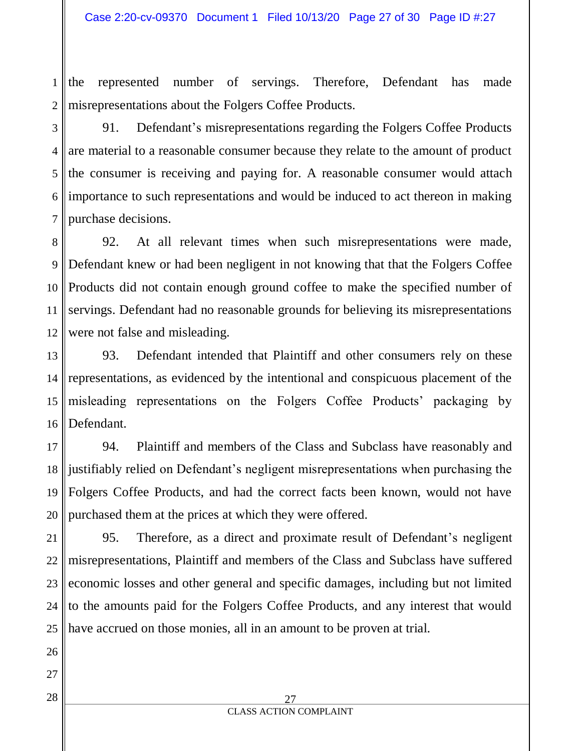the represented number of servings. Therefore, Defendant has made misrepresentations about the Folgers Coffee Products.

91. Defendant's misrepresentations regarding the Folgers Coffee Products are material to a reasonable consumer because they relate to the amount of product the consumer is receiving and paying for. A reasonable consumer would attach importance to such representations and would be induced to act thereon in making purchase decisions.

92. At all relevant times when such misrepresentations were made, Defendant knew or had been negligent in not knowing that that the Folgers Coffee Products did not contain enough ground coffee to make the specified number of servings. Defendant had no reasonable grounds for believing its misrepresentations were not false and misleading.

93. Defendant intended that Plaintiff and other consumers rely on these representations, as evidenced by the intentional and conspicuous placement of the misleading representations on the Folgers Coffee Products' packaging by Defendant.

94. Plaintiff and members of the Class and Subclass have reasonably and justifiably relied on Defendant's negligent misrepresentations when purchasing the Folgers Coffee Products, and had the correct facts been known, would not have purchased them at the prices at which they were offered.

95. Therefore, as a direct and proximate result of Defendant's negligent misrepresentations, Plaintiff and members of the Class and Subclass have suffered economic losses and other general and specific damages, including but not limited to the amounts paid for the Folgers Coffee Products, and any interest that would have accrued on those monies, all in an amount to be proven at trial.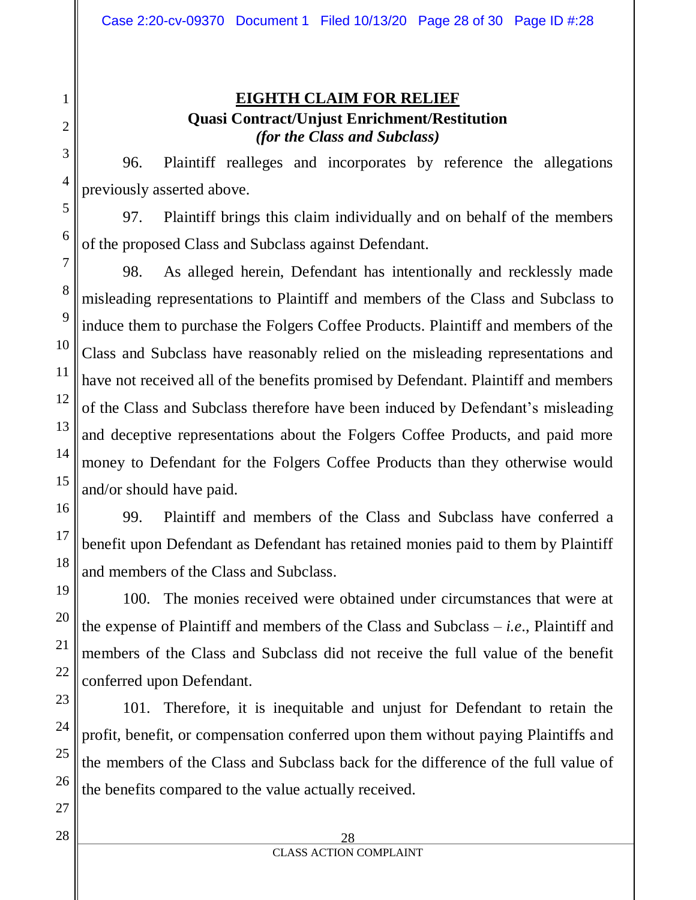## EIGHTH CLAIM FOR RELIEF

**Quasi Contract/Unjust Enrichment/Restitution**

***(for the Class and Subclass)***

96. Plaintiff realleges and incorporates by reference the allegations previously asserted above.

97. Plaintiff brings this claim individually and on behalf of the members of the proposed Class and Subclass against Defendant.

98. As alleged herein, Defendant has intentionally and recklessly made misleading representations to Plaintiff and members of the Class and Subclass to induce them to purchase the Folgers Coffee Products. Plaintiff and members of the Class and Subclass have reasonably relied on the misleading representations and have not received all of the benefits promised by Defendant. Plaintiff and members of the Class and Subclass therefore have been induced by Defendant's misleading and deceptive representations about the Folgers Coffee Products, and paid more money to Defendant for the Folgers Coffee Products than they otherwise would and/or should have paid.

99. Plaintiff and members of the Class and Subclass have conferred a benefit upon Defendant as Defendant has retained monies paid to them by Plaintiff and members of the Class and Subclass.

100. The monies received were obtained under circumstances that were at the expense of Plaintiff and members of the Class and Subclass – *i.e.*, Plaintiff and members of the Class and Subclass did not receive the full value of the benefit conferred upon Defendant.

101. Therefore, it is inequitable and unjust for Defendant to retain the profit, benefit, or compensation conferred upon them without paying Plaintiffs and the members of the Class and Subclass back for the difference of the full value of the benefits compared to the value actually received.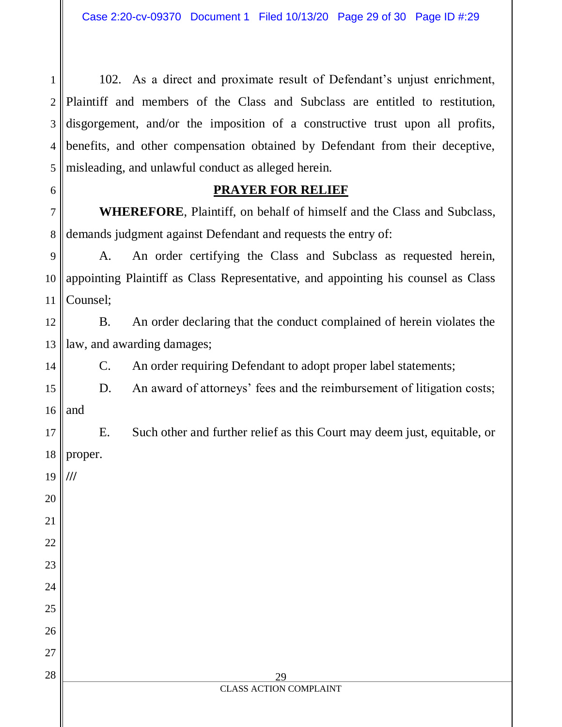102. As a direct and proximate result of Defendant's unjust enrichment, Plaintiff and members of the Class and Subclass are entitled to restitution, disgorgement, and/or the imposition of a constructive trust upon all profits, benefits, and other compensation obtained by Defendant from their deceptive, misleading, and unlawful conduct as alleged herein.

## PRAYER FOR RELIEF

**WHEREFORE**, Plaintiff, on behalf of himself and the Class and Subclass, demands judgment against Defendant and requests the entry of:

A. An order certifying the Class and Subclass as requested herein, appointing Plaintiff as Class Representative, and appointing his counsel as Class Counsel;

B. An order declaring that the conduct complained of herein violates the law, and awarding damages;

C. An order requiring Defendant to adopt proper label statements;

D. An award of attorneys' fees and the reimbursement of litigation costs; and

E. Such other and further relief as this Court may deem just, equitable, or proper.

///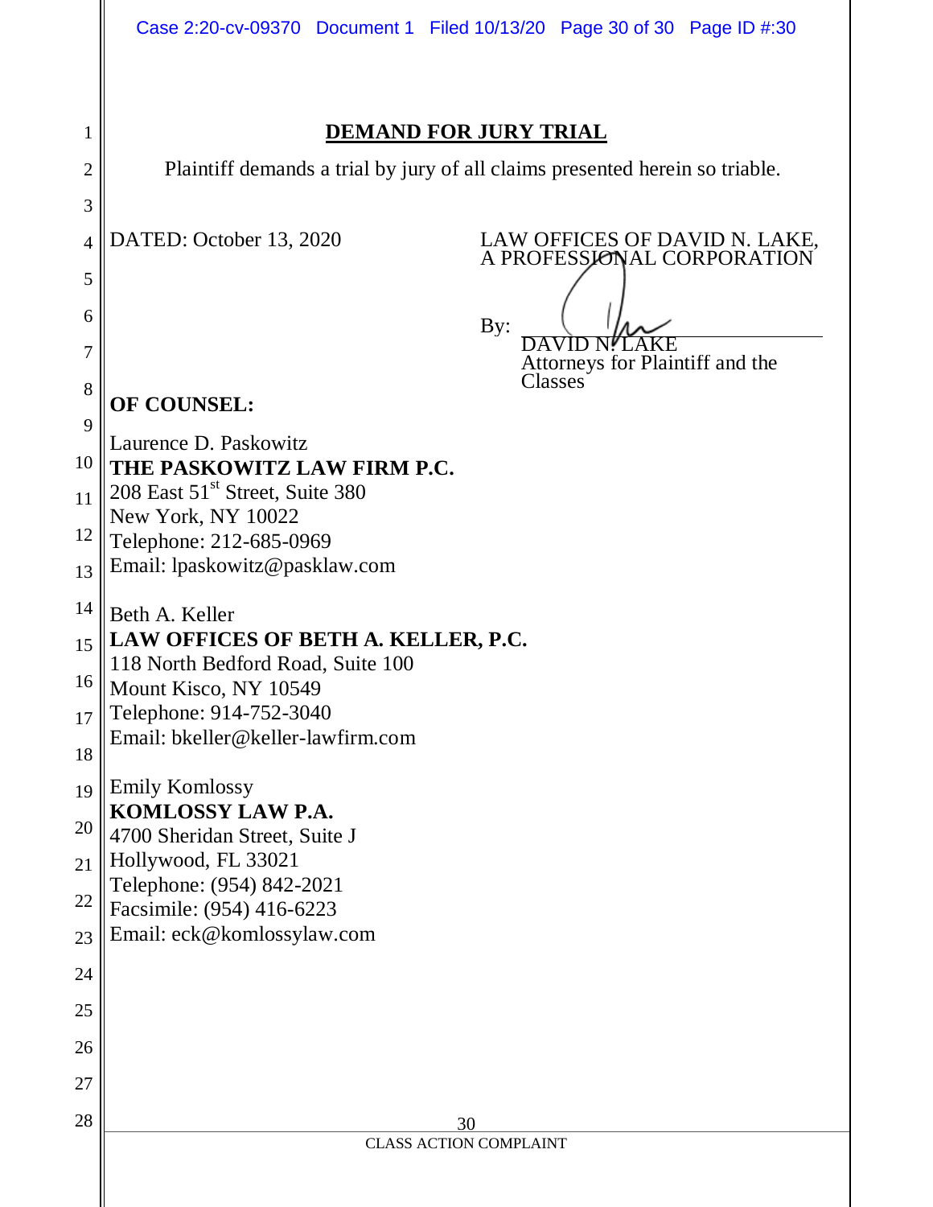## DEMAND FOR JURY TRIAL

Plaintiff demands a trial by jury of all claims presented herein so triable.

DATED: October 13, 2020

LAW OFFICES OF DAVID N. LAKE,
A PROFESSIONAL CORPORATION

By: ______________________
DAVID N. LAKE
Attorneys for Plaintiff and the Classes

**OF COUNSEL:**

Laurence D. Paskowitz
**THE PASKOWITZ LAW FIRM P.C.**
208 East 51st Street, Suite 380
New York, NY 10022
Telephone: 212-685-0969
Email: lpaskowitz@pasklaw.com

Beth A. Keller
**LAW OFFICES OF BETH A. KELLER, P.C.**
118 North Bedford Road, Suite 100
Mount Kisco, NY 10549
Telephone: 914-752-3040
Email: bkeller@keller-lawfirm.com

Emily Komlossy
**KOMLOSSY LAW P.A.**
4700 Sheridan Street, Suite J
Hollywood, FL 33021
Telephone: (954) 842-2021
Facsimile: (954) 416-6223
Email: eck@komlossylaw.com